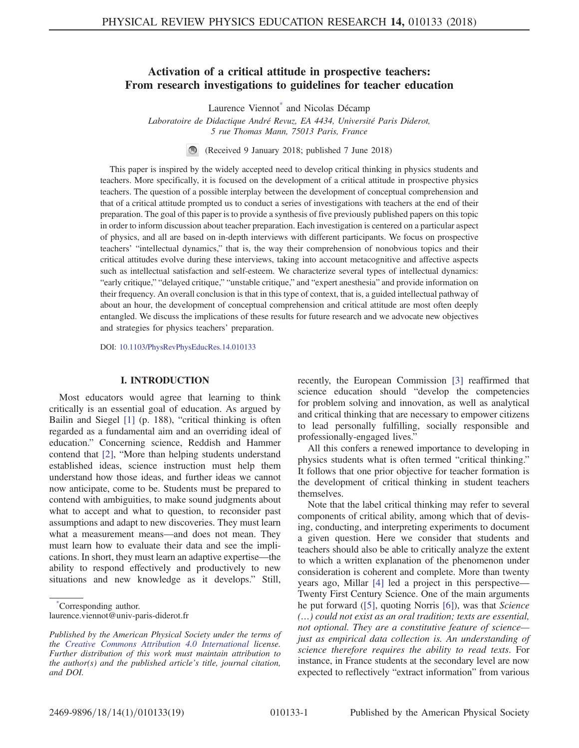# Activation of a critical attitude in prospective teachers: From research investigations to guidelines for teacher education

Laurence Viennot* and Nicolas Décamp

*Laboratoire de Didactique André Revuz, EA 4434, Université Paris Diderot, 5 rue Thomas Mann, 75013 Paris, France*

(Received 9 January 2018; published 7 June 2018)

This paper is inspired by the widely accepted need to develop critical thinking in physics students and teachers. More specifically, it is focused on the development of a critical attitude in prospective physics teachers. The question of a possible interplay between the development of conceptual comprehension and that of a critical attitude prompted us to conduct a series of investigations with teachers at the end of their preparation. The goal of this paper is to provide a synthesis of five previously published papers on this topic in order to inform discussion about teacher preparation. Each investigation is centered on a particular aspect of physics, and all are based on in-depth interviews with different participants. We focus on prospective teachers' "intellectual dynamics," that is, the way their comprehension of nonobvious topics and their critical attitudes evolve during these interviews, taking into account metacognitive and affective aspects such as intellectual satisfaction and self-esteem. We characterize several types of intellectual dynamics: "early critique," "delayed critique," "unstable critique," and "expert anesthesia" and provide information on their frequency. An overall conclusion is that in this type of context, that is, a guided intellectual pathway of about an hour, the development of conceptual comprehension and critical attitude are most often deeply entangled. We discuss the implications of these results for future research and we advocate new objectives and strategies for physics teachers' preparation.

DOI: 10.1103/PhysRevPhysEducRes.14.010133

## I. INTRODUCTION

Most educators would agree that learning to think critically is an essential goal of education. As argued by Bailin and Siegel [1] (p. 188), "critical thinking is often regarded as a fundamental aim and an overriding ideal of education." Concerning science, Reddish and Hammer contend that [2], "More than helping students understand established ideas, science instruction must help them understand how those ideas, and further ideas we cannot now anticipate, come to be. Students must be prepared to contend with ambiguities, to make sound judgments about what to accept and what to question, to reconsider past assumptions and adapt to new discoveries. They must learn what a measurement means—and does not mean. They must learn how to evaluate their data and see the implications. In short, they must learn an adaptive expertise—the ability to respond effectively and productively to new situations and new knowledge as it develops." Still, recently, the European Commission [3] reaffirmed that science education should "develop the competencies for problem solving and innovation, as well as analytical and critical thinking that are necessary to empower citizens to lead personally fulfilling, socially responsible and professionally-engaged lives."

All this confers a renewed importance to developing in physics students what is often termed "critical thinking." It follows that one prior objective for teacher formation is the development of critical thinking in student teachers themselves.

Note that the label critical thinking may refer to several components of critical ability, among which that of devising, conducting, and interpreting experiments to document a given question. Here we consider that students and teachers should also be able to critically analyze the extent to which a written explanation of the phenomenon under consideration is coherent and complete. More than twenty years ago, Millar [4] led a project in this perspective—Twenty First Century Science. One of the main arguments he put forward ([5], quoting Norris [6]), was that *Science (…) could not exist as an oral tradition; texts are essential, not optional. They are a constitutive feature of science—just as empirical data collection is. An understanding of science therefore requires the ability to read texts*. For instance, in France students at the secondary level are now expected to reflectively "extract information" from various

---

*Corresponding author.
laurence.viennot@univ-paris-diderot.fr

*Published by the American Physical Society under the terms of the Creative Commons Attribution 4.0 International license. Further distribution of this work must maintain attribution to the author(s) and the published article's title, journal citation, and DOI.*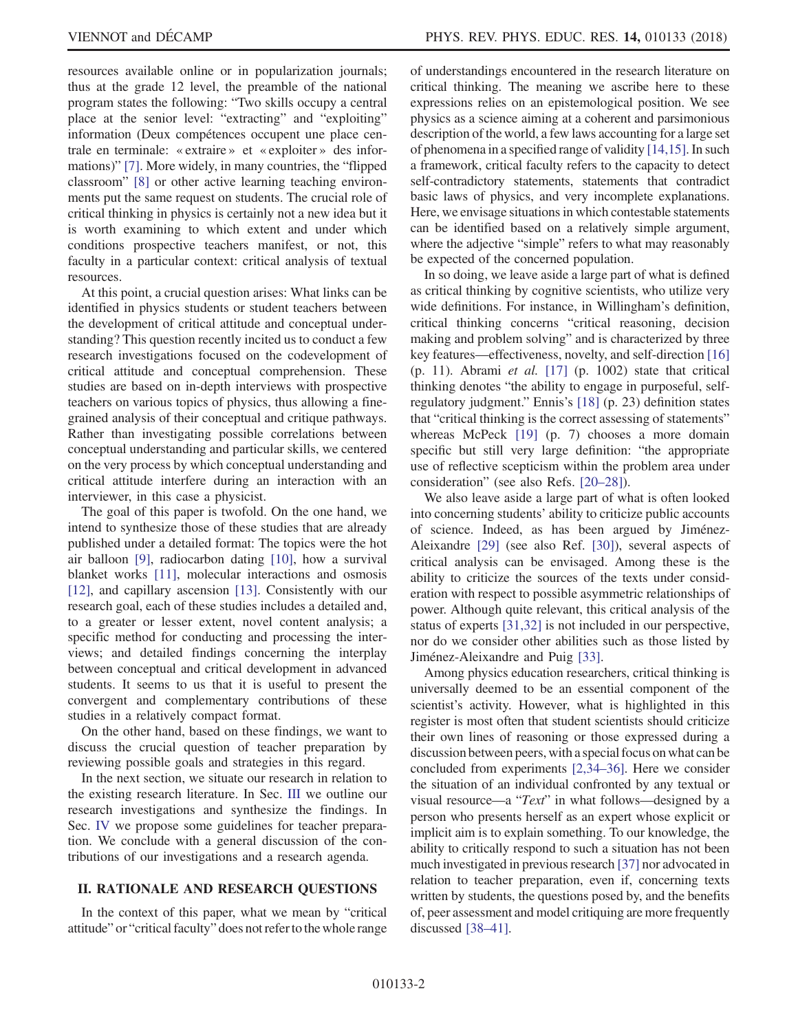resources available online or in popularization journals; thus at the grade 12 level, the preamble of the national program states the following: "Two skills occupy a central place at the senior level: "extracting" and "exploiting" information (Deux compétences occupent une place centrale en terminale: « extraire » et « exploiter » des informations)" [7]. More widely, in many countries, the "flipped classroom" [8] or other active learning teaching environments put the same request on students. The crucial role of critical thinking in physics is certainly not a new idea but it is worth examining to which extent and under which conditions prospective teachers manifest, or not, this faculty in a particular context: critical analysis of textual resources.

At this point, a crucial question arises: What links can be identified in physics students or student teachers between the development of critical attitude and conceptual understanding? This question recently incited us to conduct a few research investigations focused on the codevelopment of critical attitude and conceptual comprehension. These studies are based on in-depth interviews with prospective teachers on various topics of physics, thus allowing a fine-grained analysis of their conceptual and critique pathways. Rather than investigating possible correlations between conceptual understanding and particular skills, we centered on the very process by which conceptual understanding and critical attitude interfere during an interaction with an interviewer, in this case a physicist.

The goal of this paper is twofold. On the one hand, we intend to synthesize those of these studies that are already published under a detailed format: The topics were the hot air balloon [9], radiocarbon dating [10], how a survival blanket works [11], molecular interactions and osmosis [12], and capillary ascension [13]. Consistently with our research goal, each of these studies includes a detailed and, to a greater or lesser extent, novel content analysis; a specific method for conducting and processing the interviews; and detailed findings concerning the interplay between conceptual and critical development in advanced students. It seems to us that it is useful to present the convergent and complementary contributions of these studies in a relatively compact format.

On the other hand, based on these findings, we want to discuss the crucial question of teacher preparation by reviewing possible goals and strategies in this regard.

In the next section, we situate our research in relation to the existing research literature. In Sec. III we outline our research investigations and synthesize the findings. In Sec. IV we propose some guidelines for teacher preparation. We conclude with a general discussion of the contributions of our investigations and a research agenda.

## II. RATIONALE AND RESEARCH QUESTIONS

In the context of this paper, what we mean by "critical attitude" or "critical faculty" does not refer to the whole range of understandings encountered in the research literature on critical thinking. The meaning we ascribe here to these expressions relies on an epistemological position. We see physics as a science aiming at a coherent and parsimonious description of the world, a few laws accounting for a large set of phenomena in a specified range of validity [14,15]. In such a framework, critical faculty refers to the capacity to detect self-contradictory statements, statements that contradict basic laws of physics, and very incomplete explanations. Here, we envisage situations in which contestable statements can be identified based on a relatively simple argument, where the adjective "simple" refers to what may reasonably be expected of the concerned population.

In so doing, we leave aside a large part of what is defined as critical thinking by cognitive scientists, who utilize very wide definitions. For instance, in Willingham's definition, critical thinking concerns "critical reasoning, decision making and problem solving" and is characterized by three key features—effectiveness, novelty, and self-direction [16] (p. 11). Abrami *et al.* [17] (p. 1002) state that critical thinking denotes "the ability to engage in purposeful, self-regulatory judgment." Ennis's [18] (p. 23) definition states that "critical thinking is the correct assessing of statements" whereas McPeck [19] (p. 7) chooses a more domain specific but still very large definition: "the appropriate use of reflective scepticism within the problem area under consideration" (see also Refs. [20–28]).

We also leave aside a large part of what is often looked into concerning students' ability to criticize public accounts of science. Indeed, as has been argued by Jiménez-Aleixandre [29] (see also Ref. [30]), several aspects of critical analysis can be envisaged. Among these is the ability to criticize the sources of the texts under consideration with respect to possible asymmetric relationships of power. Although quite relevant, this critical analysis of the status of experts [31,32] is not included in our perspective, nor do we consider other abilities such as those listed by Jiménez-Aleixandre and Puig [33].

Among physics education researchers, critical thinking is universally deemed to be an essential component of the scientist's activity. However, what is highlighted in this register is most often that student scientists should criticize their own lines of reasoning or those expressed during a discussion between peers, with a special focus on what can be concluded from experiments [2,34–36]. Here we consider the situation of an individual confronted by any textual or visual resource—a "*Text*" in what follows—designed by a person who presents herself as an expert whose explicit or implicit aim is to explain something. To our knowledge, the ability to critically respond to such a situation has not been much investigated in previous research [37] nor advocated in relation to teacher preparation, even if, concerning texts written by students, the questions posed by, and the benefits of, peer assessment and model critiquing are more frequently discussed [38–41].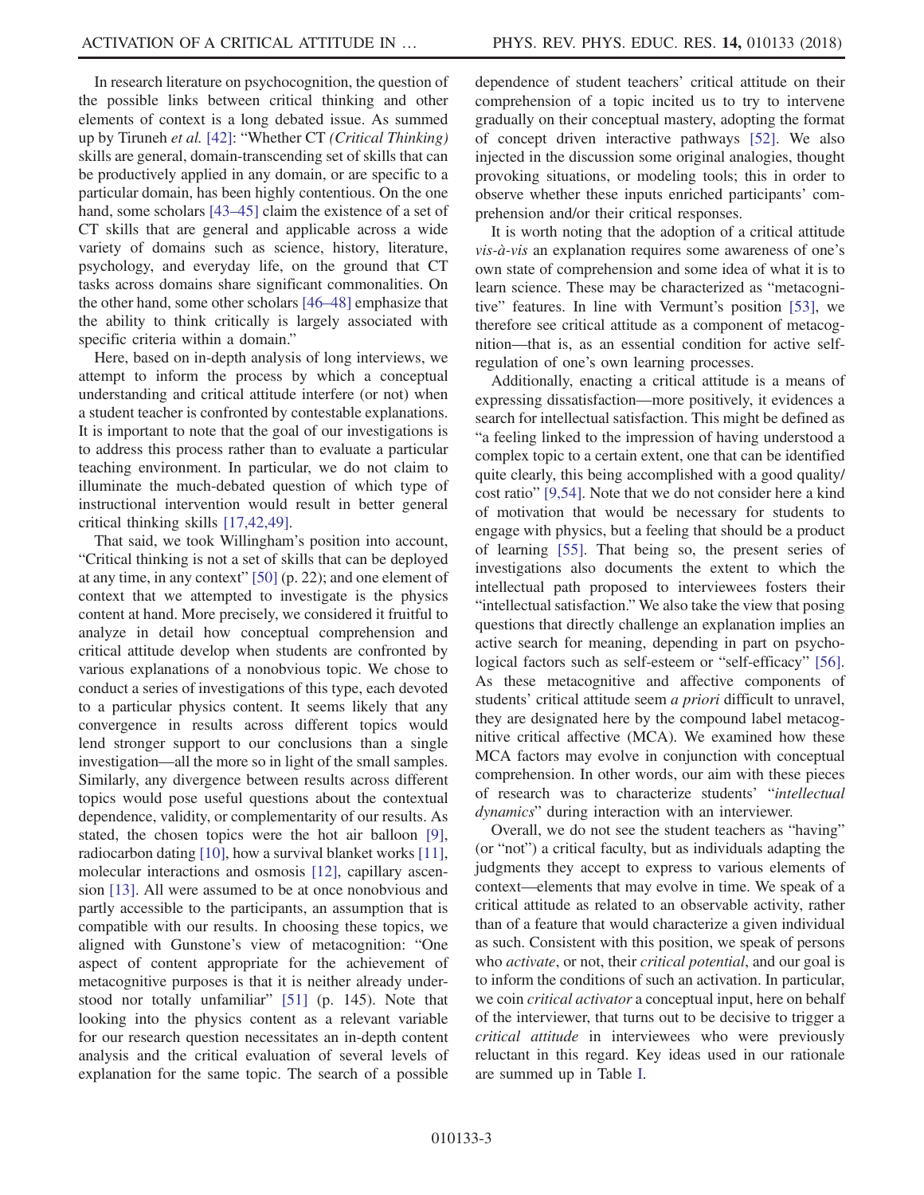In research literature on psychocognition, the question of the possible links between critical thinking and other elements of context is a long debated issue. As summed up by Tiruneh *et al.* [42]: "Whether CT *(Critical Thinking)* skills are general, domain-transcending set of skills that can be productively applied in any domain, or are specific to a particular domain, has been highly contentious. On the one hand, some scholars [43–45] claim the existence of a set of CT skills that are general and applicable across a wide variety of domains such as science, history, literature, psychology, and everyday life, on the ground that CT tasks across domains share significant commonalities. On the other hand, some other scholars [46–48] emphasize that the ability to think critically is largely associated with specific criteria within a domain."

Here, based on in-depth analysis of long interviews, we attempt to inform the process by which a conceptual understanding and critical attitude interfere (or not) when a student teacher is confronted by contestable explanations. It is important to note that the goal of our investigations is to address this process rather than to evaluate a particular teaching environment. In particular, we do not claim to illuminate the much-debated question of which type of instructional intervention would result in better general critical thinking skills [17,42,49].

That said, we took Willingham's position into account, "Critical thinking is not a set of skills that can be deployed at any time, in any context" [50] (p. 22); and one element of context that we attempted to investigate is the physics content at hand. More precisely, we considered it fruitful to analyze in detail how conceptual comprehension and critical attitude develop when students are confronted by various explanations of a nonobvious topic. We chose to conduct a series of investigations of this type, each devoted to a particular physics content. It seems likely that any convergence in results across different topics would lend stronger support to our conclusions than a single investigation—all the more so in light of the small samples. Similarly, any divergence between results across different topics would pose useful questions about the contextual dependence, validity, or complementarity of our results. As stated, the chosen topics were the hot air balloon [9], radiocarbon dating [10], how a survival blanket works [11], molecular interactions and osmosis [12], capillary ascension [13]. All were assumed to be at once nonobvious and partly accessible to the participants, an assumption that is compatible with our results. In choosing these topics, we aligned with Gunstone's view of metacognition: "One aspect of content appropriate for the achievement of metacognitive purposes is that it is neither already understood nor totally unfamiliar" [51] (p. 145). Note that looking into the physics content as a relevant variable for our research question necessitates an in-depth content analysis and the critical evaluation of several levels of explanation for the same topic. The search of a possible dependence of student teachers' critical attitude on their comprehension of a topic incited us to try to intervene gradually on their conceptual mastery, adopting the format of concept driven interactive pathways [52]. We also injected in the discussion some original analogies, thought provoking situations, or modeling tools; this in order to observe whether these inputs enriched participants' comprehension and/or their critical responses.

It is worth noting that the adoption of a critical attitude *vis-à-vis* an explanation requires some awareness of one's own state of comprehension and some idea of what it is to learn science. These may be characterized as "metacognitive" features. In line with Vermunt's position [53], we therefore see critical attitude as a component of metacognition—that is, as an essential condition for active self-regulation of one's own learning processes.

Additionally, enacting a critical attitude is a means of expressing dissatisfaction—more positively, it evidences a search for intellectual satisfaction. This might be defined as "a feeling linked to the impression of having understood a complex topic to a certain extent, one that can be identified quite clearly, this being accomplished with a good quality/cost ratio" [9,54]. Note that we do not consider here a kind of motivation that would be necessary for students to engage with physics, but a feeling that should be a product of learning [55]. That being so, the present series of investigations also documents the extent to which the intellectual path proposed to interviewees fosters their "intellectual satisfaction." We also take the view that posing questions that directly challenge an explanation implies an active search for meaning, depending in part on psychological factors such as self-esteem or "self-efficacy" [56]. As these metacognitive and affective components of students' critical attitude seem *a priori* difficult to unravel, they are designated here by the compound label metacognitive critical affective (MCA). We examined how these MCA factors may evolve in conjunction with conceptual comprehension. In other words, our aim with these pieces of research was to characterize students' "*intellectual dynamics*" during interaction with an interviewer.

Overall, we do not see the student teachers as "having" (or "not") a critical faculty, but as individuals adapting the judgments they accept to express to various elements of context—elements that may evolve in time. We speak of a critical attitude as related to an observable activity, rather than of a feature that would characterize a given individual as such. Consistent with this position, we speak of persons who *activate*, or not, their *critical potential*, and our goal is to inform the conditions of such an activation. In particular, we coin *critical activator* a conceptual input, here on behalf of the interviewer, that turns out to be decisive to trigger a *critical attitude* in interviewees who were previously reluctant in this regard. Key ideas used in our rationale are summed up in Table I.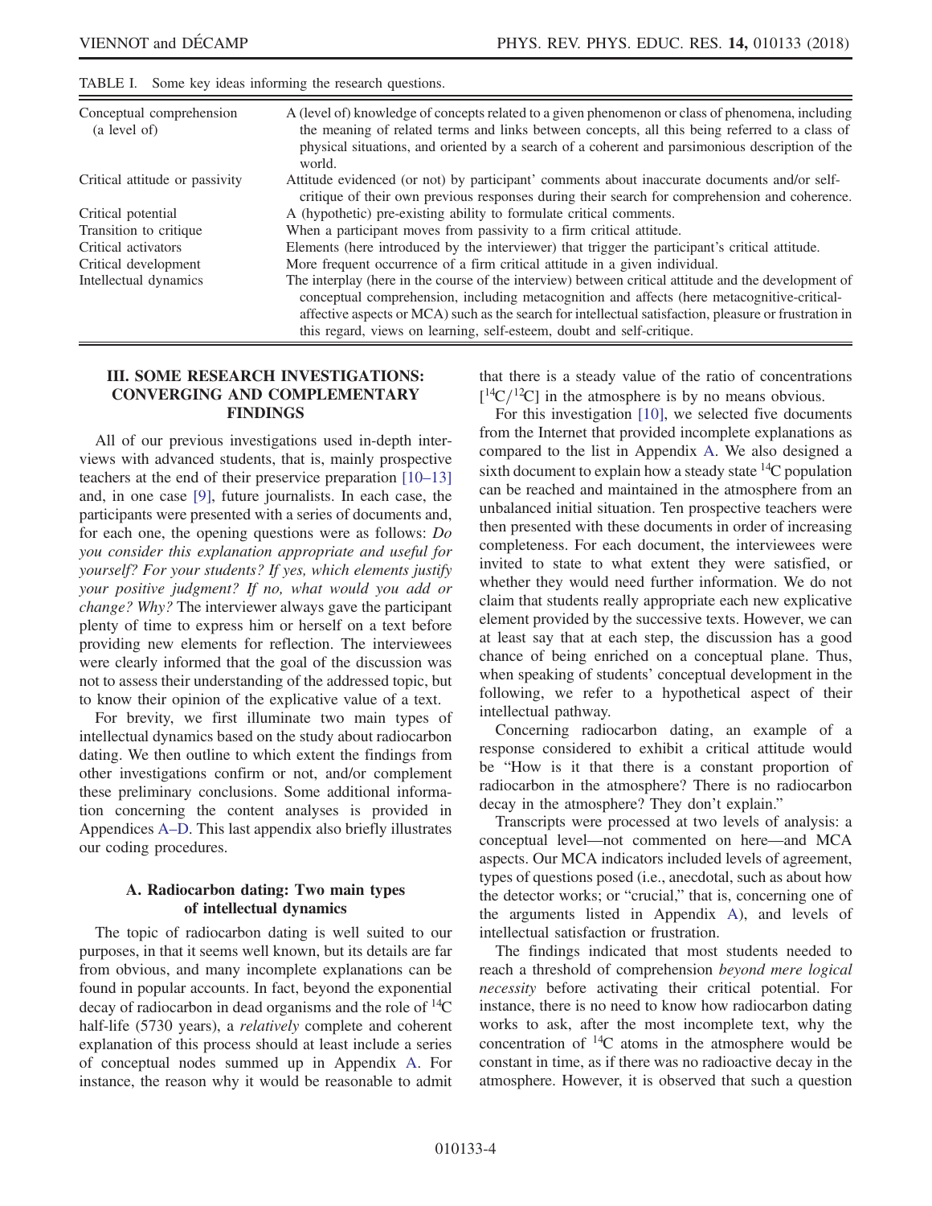TABLE I. Some key ideas informing the research questions.

| | |
|---|---|
| Conceptual comprehension (a level of) | A (level of) knowledge of concepts related to a given phenomenon or class of phenomena, including the meaning of related terms and links between concepts, all this being referred to a class of physical situations, and oriented by a search of a coherent and parsimonious description of the world. |
| Critical attitude or passivity | Attitude evidenced (or not) by participant' comments about inaccurate documents and/or self-critique of their own previous responses during their search for comprehension and coherence. |
| Critical potential | A (hypothetic) pre-existing ability to formulate critical comments. |
| Transition to critique | When a participant moves from passivity to a firm critical attitude. |
| Critical activators | Elements (here introduced by the interviewer) that trigger the participant's critical attitude. |
| Critical development | More frequent occurrence of a firm critical attitude in a given individual. |
| Intellectual dynamics | The interplay (here in the course of the interview) between critical attitude and the development of conceptual comprehension, including metacognition and affects (here metacognitive-critical-affective aspects or MCA) such as the search for intellectual satisfaction, pleasure or frustration in this regard, views on learning, self-esteem, doubt and self-critique. |

## III. SOME RESEARCH INVESTIGATIONS: CONVERGING AND COMPLEMENTARY FINDINGS

All of our previous investigations used in-depth interviews with advanced students, that is, mainly prospective teachers at the end of their preservice preparation [10–13] and, in one case [9], future journalists. In each case, the participants were presented with a series of documents and, for each one, the opening questions were as follows: *Do you consider this explanation appropriate and useful for yourself? For your students? If yes, which elements justify your positive judgment? If no, what would you add or change? Why?* The interviewer always gave the participant plenty of time to express him or herself on a text before providing new elements for reflection. The interviewees were clearly informed that the goal of the discussion was not to assess their understanding of the addressed topic, but to know their opinion of the explicative value of a text.

For brevity, we first illuminate two main types of intellectual dynamics based on the study about radiocarbon dating. We then outline to which extent the findings from other investigations confirm or not, and/or complement these preliminary conclusions. Some additional information concerning the content analyses is provided in Appendices A–D. This last appendix also briefly illustrates our coding procedures.

### A. Radiocarbon dating: Two main types of intellectual dynamics

The topic of radiocarbon dating is well suited to our purposes, in that it seems well known, but its details are far from obvious, and many incomplete explanations can be found in popular accounts. In fact, beyond the exponential decay of radiocarbon in dead organisms and the role of $^{14}C$ half-life (5730 years), a *relatively* complete and coherent explanation of this process should at least include a series of conceptual nodes summed up in Appendix A. For instance, the reason why it would be reasonable to admit that there is a steady value of the ratio of concentrations $[^{14}C/^{12}C]$ in the atmosphere is by no means obvious.

For this investigation [10], we selected five documents from the Internet that provided incomplete explanations as compared to the list in Appendix A. We also designed a sixth document to explain how a steady state $^{14}C$ population can be reached and maintained in the atmosphere from an unbalanced initial situation. Ten prospective teachers were then presented with these documents in order of increasing completeness. For each document, the interviewees were invited to state to what extent they were satisfied, or whether they would need further information. We do not claim that students really appropriate each new explicative element provided by the successive texts. However, we can at least say that at each step, the discussion has a good chance of being enriched on a conceptual plane. Thus, when speaking of students' conceptual development in the following, we refer to a hypothetical aspect of their intellectual pathway.

Concerning radiocarbon dating, an example of a response considered to exhibit a critical attitude would be "How is it that there is a constant proportion of radiocarbon in the atmosphere? There is no radiocarbon decay in the atmosphere? They don't explain."

Transcripts were processed at two levels of analysis: a conceptual level—not commented on here—and MCA aspects. Our MCA indicators included levels of agreement, types of questions posed (i.e., anecdotal, such as about how the detector works; or "crucial," that is, concerning one of the arguments listed in Appendix A), and levels of intellectual satisfaction or frustration.

The findings indicated that most students needed to reach a threshold of comprehension *beyond mere logical necessity* before activating their critical potential. For instance, there is no need to know how radiocarbon dating works to ask, after the most incomplete text, why the concentration of $^{14}C$ atoms in the atmosphere would be constant in time, as if there was no radioactive decay in the atmosphere. However, it is observed that such a question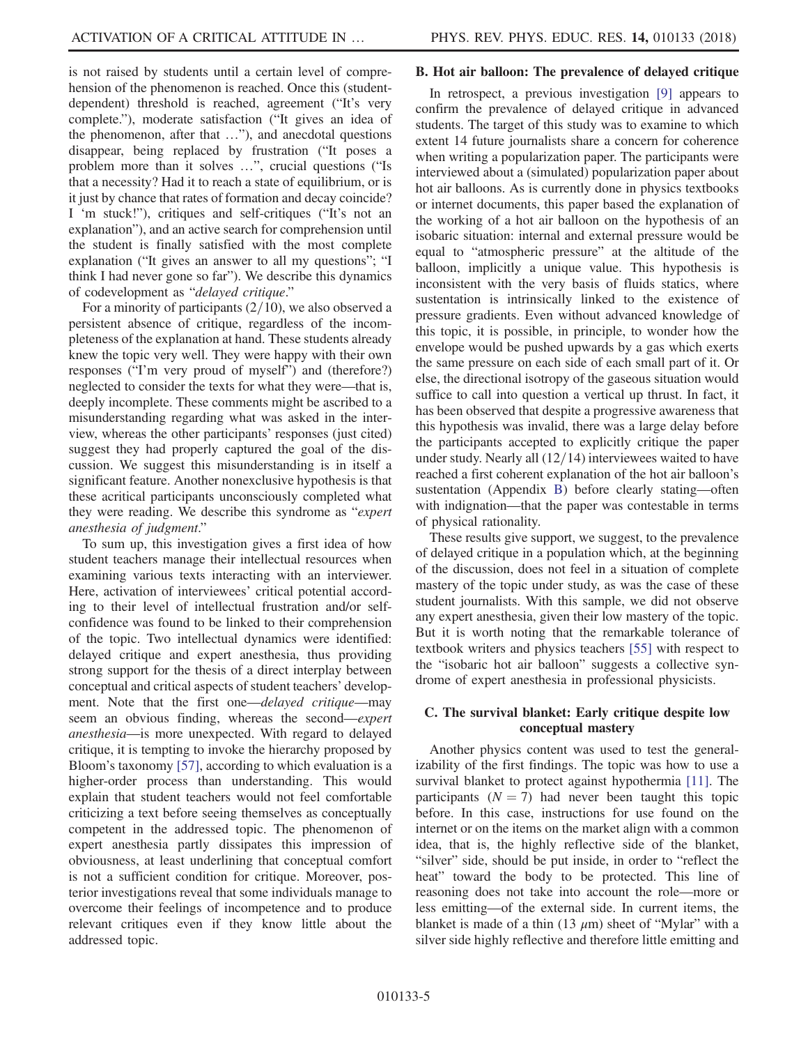is not raised by students until a certain level of comprehension of the phenomenon is reached. Once this (student-dependent) threshold is reached, agreement ("It's very complete."), moderate satisfaction ("It gives an idea of the phenomenon, after that …"), and anecdotal questions disappear, being replaced by frustration ("It poses a problem more than it solves …", crucial questions ("Is that a necessity? Had it to reach a state of equilibrium, or is it just by chance that rates of formation and decay coincide? I 'm stuck!"), critiques and self-critiques ("It's not an explanation"), and an active search for comprehension until the student is finally satisfied with the most complete explanation ("It gives an answer to all my questions"; "I think I had never gone so far"). We describe this dynamics of codevelopment as "*delayed critique*."

For a minority of participants (2/10), we also observed a persistent absence of critique, regardless of the incompleteness of the explanation at hand. These students already knew the topic very well. They were happy with their own responses ("I'm very proud of myself") and (therefore?) neglected to consider the texts for what they were—that is, deeply incomplete. These comments might be ascribed to a misunderstanding regarding what was asked in the interview, whereas the other participants' responses (just cited) suggest they had properly captured the goal of the discussion. We suggest this misunderstanding is in itself a significant feature. Another nonexclusive hypothesis is that these acritical participants unconsciously completed what they were reading. We describe this syndrome as "*expert anesthesia of judgment*."

To sum up, this investigation gives a first idea of how student teachers manage their intellectual resources when examining various texts interacting with an interviewer. Here, activation of interviewees' critical potential according to their level of intellectual frustration and/or self-confidence was found to be linked to their comprehension of the topic. Two intellectual dynamics were identified: delayed critique and expert anesthesia, thus providing strong support for the thesis of a direct interplay between conceptual and critical aspects of student teachers' development. Note that the first one—*delayed critique*—may seem an obvious finding, whereas the second—*expert anesthesia*—is more unexpected. With regard to delayed critique, it is tempting to invoke the hierarchy proposed by Bloom's taxonomy [57], according to which evaluation is a higher-order process than understanding. This would explain that student teachers would not feel comfortable criticizing a text before seeing themselves as conceptually competent in the addressed topic. The phenomenon of expert anesthesia partly dissipates this impression of obviousness, at least underlining that conceptual comfort is not a sufficient condition for critique. Moreover, posterior investigations reveal that some individuals manage to overcome their feelings of incompetence and to produce relevant critiques even if they know little about the addressed topic.

### B. Hot air balloon: The prevalence of delayed critique

In retrospect, a previous investigation [9] appears to confirm the prevalence of delayed critique in advanced students. The target of this study was to examine to which extent 14 future journalists share a concern for coherence when writing a popularization paper. The participants were interviewed about a (simulated) popularization paper about hot air balloons. As is currently done in physics textbooks or internet documents, this paper based the explanation of the working of a hot air balloon on the hypothesis of an isobaric situation: internal and external pressure would be equal to "atmospheric pressure" at the altitude of the balloon, implicitly a unique value. This hypothesis is inconsistent with the very basis of fluids statics, where sustentation is intrinsically linked to the existence of pressure gradients. Even without advanced knowledge of this topic, it is possible, in principle, to wonder how the envelope would be pushed upwards by a gas which exerts the same pressure on each side of each small part of it. Or else, the directional isotropy of the gaseous situation would suffice to call into question a vertical up thrust. In fact, it has been observed that despite a progressive awareness that this hypothesis was invalid, there was a large delay before the participants accepted to explicitly critique the paper under study. Nearly all (12/14) interviewees waited to have reached a first coherent explanation of the hot air balloon's sustentation (Appendix B) before clearly stating—often with indignation—that the paper was contestable in terms of physical rationality.

These results give support, we suggest, to the prevalence of delayed critique in a population which, at the beginning of the discussion, does not feel in a situation of complete mastery of the topic under study, as was the case of these student journalists. With this sample, we did not observe any expert anesthesia, given their low mastery of the topic. But it is worth noting that the remarkable tolerance of textbook writers and physics teachers [55] with respect to the "isobaric hot air balloon" suggests a collective syndrome of expert anesthesia in professional physicists.

### C. The survival blanket: Early critique despite low conceptual mastery

Another physics content was used to test the generalizability of the first findings. The topic was how to use a survival blanket to protect against hypothermia [11]. The participants ($N = 7$) had never been taught this topic before. In this case, instructions for use found on the internet or on the items on the market align with a common idea, that is, the highly reflective side of the blanket, "silver" side, should be put inside, in order to "reflect the heat" toward the body to be protected. This line of reasoning does not take into account the role—more or less emitting—of the external side. In current items, the blanket is made of a thin (13 $\mu$m) sheet of "Mylar" with a silver side highly reflective and therefore little emitting and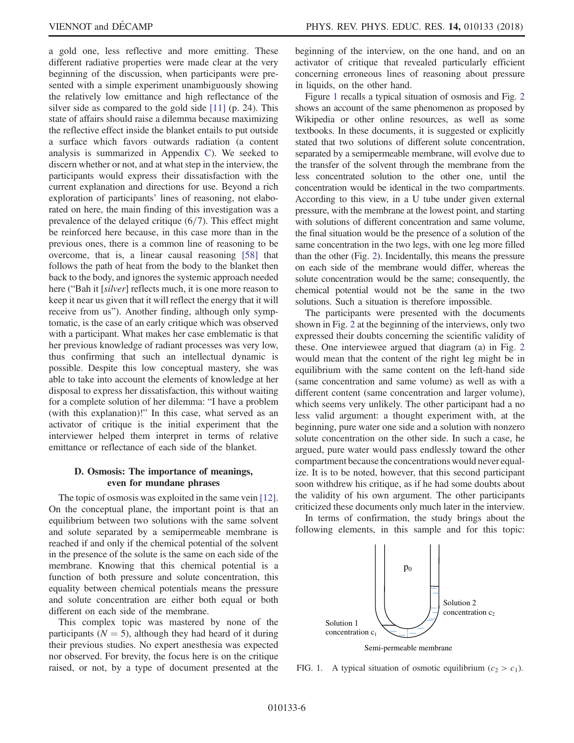a gold one, less reflective and more emitting. These different radiative properties were made clear at the very beginning of the discussion, when participants were presented with a simple experiment unambiguously showing the relatively low emittance and high reflectance of the silver side as compared to the gold side [11] (p. 24). This state of affairs should raise a dilemma because maximizing the reflective effect inside the blanket entails to put outside a surface which favors outwards radiation (a content analysis is summarized in Appendix C). We seeked to discern whether or not, and at what step in the interview, the participants would express their dissatisfaction with the current explanation and directions for use. Beyond a rich exploration of participants' lines of reasoning, not elaborated on here, the main finding of this investigation was a prevalence of the delayed critique (6/7). This effect might be reinforced here because, in this case more than in the previous ones, there is a common line of reasoning to be overcome, that is, a linear causal reasoning [58] that follows the path of heat from the body to the blanket then back to the body, and ignores the systemic approach needed here ("Bah it [*silver*] reflects much, it is one more reason to keep it near us given that it will reflect the energy that it will receive from us"). Another finding, although only symptomatic, is the case of an early critique which was observed with a participant. What makes her case emblematic is that her previous knowledge of radiant processes was very low, thus confirming that such an intellectual dynamic is possible. Despite this low conceptual mastery, she was able to take into account the elements of knowledge at her disposal to express her dissatisfaction, this without waiting for a complete solution of her dilemma: "I have a problem (with this explanation)!" In this case, what served as an activator of critique is the initial experiment that the interviewer helped them interpret in terms of relative emittance or reflectance of each side of the blanket.

### D. Osmosis: The importance of meanings, even for mundane phrases

The topic of osmosis was exploited in the same vein [12]. On the conceptual plane, the important point is that an equilibrium between two solutions with the same solvent and solute separated by a semipermeable membrane is reached if and only if the chemical potential of the solvent in the presence of the solute is the same on each side of the membrane. Knowing that this chemical potential is a function of both pressure and solute concentration, this equality between chemical potentials means the pressure and solute concentration are either both equal or both different on each side of the membrane.

This complex topic was mastered by none of the participants ($N = 5$), although they had heard of it during their previous studies. No expert anesthesia was expected nor observed. For brevity, the focus here is on the critique raised, or not, by a type of document presented at the beginning of the interview, on the one hand, and on an activator of critique that revealed particularly efficient concerning erroneous lines of reasoning about pressure in liquids, on the other hand.

Figure 1 recalls a typical situation of osmosis and Fig. 2 shows an account of the same phenomenon as proposed by Wikipedia or other online resources, as well as some textbooks. In these documents, it is suggested or explicitly stated that two solutions of different solute concentration, separated by a semipermeable membrane, will evolve due to the transfer of the solvent through the membrane from the less concentrated solution to the other one, until the concentration would be identical in the two compartments. According to this view, in a U tube under given external pressure, with the membrane at the lowest point, and starting with solutions of different concentration and same volume, the final situation would be the presence of a solution of the same concentration in the two legs, with one leg more filled than the other (Fig. 2). Incidentally, this means the pressure on each side of the membrane would differ, whereas the solute concentration would be the same; consequently, the chemical potential would not be the same in the two solutions. Such a situation is therefore impossible.

The participants were presented with the documents shown in Fig. 2 at the beginning of the interviews, only two expressed their doubts concerning the scientific validity of these. One interviewee argued that diagram (a) in Fig. 2 would mean that the content of the right leg might be in equilibrium with the same content on the left-hand side (same concentration and same volume) as well as with a different content (same concentration and larger volume), which seems very unlikely. The other participant had a no less valid argument: a thought experiment with, at the beginning, pure water one side and a solution with nonzero solute concentration on the other side. In such a case, he argued, pure water would pass endlessly toward the other compartment because the concentrations would never equalize. It is to be noted, however, that this second participant soon withdrew his critique, as if he had some doubts about the validity of his own argument. The other participants criticized these documents only much later in the interview.

In terms of confirmation, the study brings about the following elements, in this sample and for this topic:

FIG. 1. A typical situation of osmotic equilibrium ($c_2 > c_1$).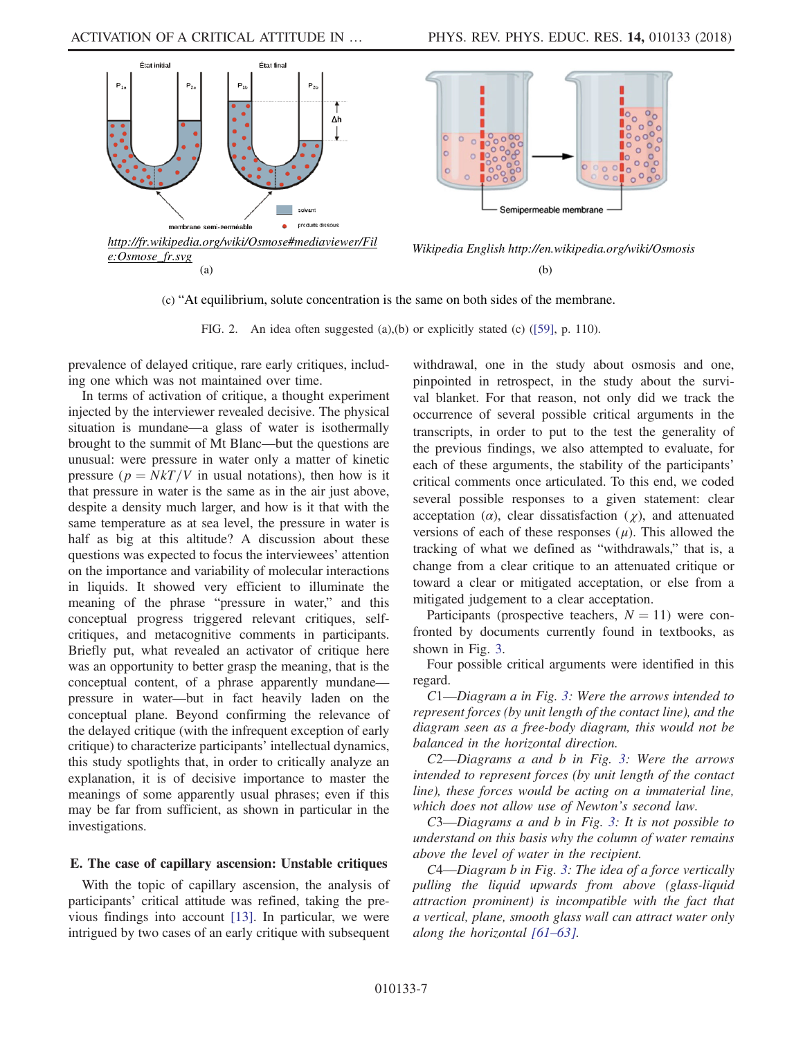http://fr.wikipedia.org/wiki/Osmose#mediaviewer/File:Osmose_fr.svg
(a)

Wikipedia English http://en.wikipedia.org/wiki/Osmosis
(b)

(c) "At equilibrium, solute concentration is the same on both sides of the membrane.

FIG. 2. An idea often suggested (a),(b) or explicitly stated (c) ([59], p. 110).

prevalence of delayed critique, rare early critiques, including one which was not maintained over time.

In terms of activation of critique, a thought experiment injected by the interviewer revealed decisive. The physical situation is mundane—a glass of water is isothermally brought to the summit of Mt Blanc—but the questions are unusual: were pressure in water only a matter of kinetic pressure ($p = NkT/V$ in usual notations), then how is it that pressure in water is the same as in the air just above, despite a density much larger, and how is it that with the same temperature as at sea level, the pressure in water is half as big at this altitude? A discussion about these questions was expected to focus the interviewees' attention on the importance and variability of molecular interactions in liquids. It showed very efficient to illuminate the meaning of the phrase "pressure in water," and this conceptual progress triggered relevant critiques, self-critiques, and metacognitive comments in participants. Briefly put, what revealed an activator of critique here was an opportunity to better grasp the meaning, that is the conceptual content, of a phrase apparently mundane—pressure in water—but in fact heavily laden on the conceptual plane. Beyond confirming the relevance of the delayed critique (with the infrequent exception of early critique) to characterize participants' intellectual dynamics, this study spotlights that, in order to critically analyze an explanation, it is of decisive importance to master the meanings of some apparently usual phrases; even if this may be far from sufficient, as shown in particular in the investigations.

### E. The case of capillary ascension: Unstable critiques

With the topic of capillary ascension, the analysis of participants' critical attitude was refined, taking the previous findings into account [13]. In particular, we were intrigued by two cases of an early critique with subsequent withdrawal, one in the study about osmosis and one, pinpointed in retrospect, in the study about the survival blanket. For that reason, not only did we track the occurrence of several possible critical arguments in the transcripts, in order to put to the test the generality of the previous findings, we also attempted to evaluate, for each of these arguments, the stability of the participants' critical comments once articulated. To this end, we coded several possible responses to a given statement: clear acceptation ($\alpha$), clear dissatisfaction ($\chi$), and attenuated versions of each of these responses ($\mu$). This allowed the tracking of what we defined as "withdrawals," that is, a change from a clear critique to an attenuated critique or toward a clear or mitigated acceptation, or else from a mitigated judgement to a clear acceptation.

Participants (prospective teachers, $N = 11$) were confronted by documents currently found in textbooks, as shown in Fig. 3.

Four possible critical arguments were identified in this regard.

*C1—Diagram a in Fig. 3: Were the arrows intended to represent forces (by unit length of the contact line), and the diagram seen as a free-body diagram, this would not be balanced in the horizontal direction.*

*C2—Diagrams a and b in Fig. 3: Were the arrows intended to represent forces (by unit length of the contact line), these forces would be acting on a immaterial line, which does not allow use of Newton's second law.*

*C3—Diagrams a and b in Fig. 3: It is not possible to understand on this basis why the column of water remains above the level of water in the recipient.*

*C4—Diagram b in Fig. 3: The idea of a force vertically pulling the liquid upwards from above (glass-liquid attraction prominent) is incompatible with the fact that a vertical, plane, smooth glass wall can attract water only along the horizontal [61–63].*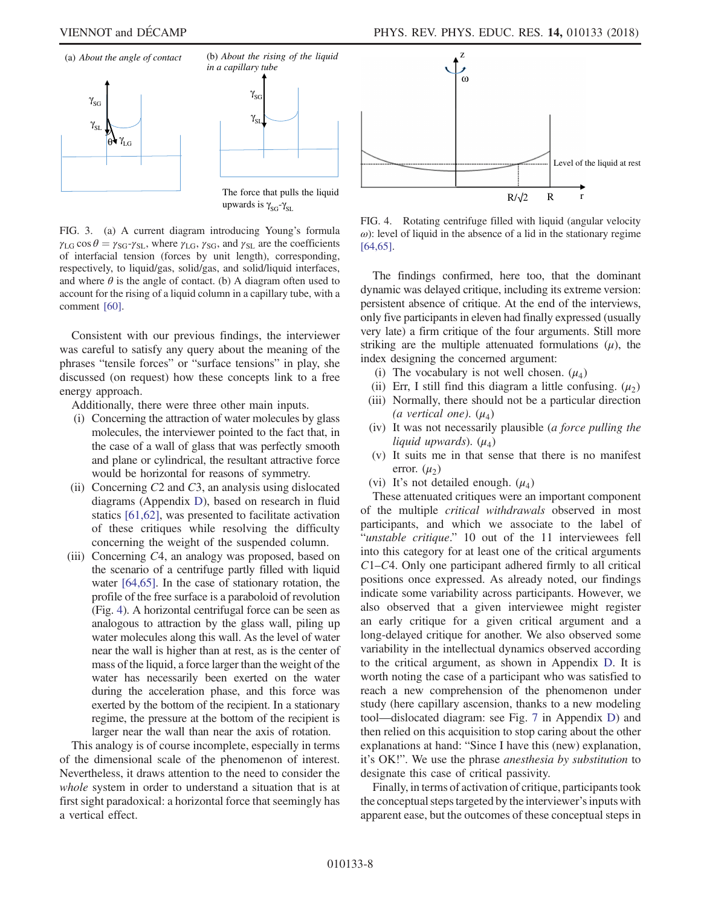(a) *About the angle of contact*

(b) *About the rising of the liquid in a capillary tube*

The force that pulls the liquid upwards is $\gamma_{SG}$-$\gamma_{SL}$

FIG. 3. (a) A current diagram introducing Young's formula $\gamma_{LG} \cos\theta = \gamma_{SG}$-$\gamma_{SL}$, where $\gamma_{LG}$, $\gamma_{SG}$, and $\gamma_{SL}$ are the coefficients of interfacial tension (forces by unit length), corresponding, respectively, to liquid/gas, solid/gas, and solid/liquid interfaces, and where $\theta$ is the angle of contact. (b) A diagram often used to account for the rising of a liquid column in a capillary tube, with a comment [60].

Consistent with our previous findings, the interviewer was careful to satisfy any query about the meaning of the phrases "tensile forces" or "surface tensions" in play, she discussed (on request) how these concepts link to a free energy approach.

Additionally, there were three other main inputs.

(i) Concerning the attraction of water molecules by glass molecules, the interviewer pointed to the fact that, in the case of a wall of glass that was perfectly smooth and plane or cylindrical, the resultant attractive force would be horizontal for reasons of symmetry.

(ii) Concerning $C2$ and $C3$, an analysis using dislocated diagrams (Appendix D), based on research in fluid statics [61,62], was presented to facilitate activation of these critiques while resolving the difficulty concerning the weight of the suspended column.

(iii) Concerning $C4$, an analogy was proposed, based on the scenario of a centrifuge partly filled with liquid water [64,65]. In the case of stationary rotation, the profile of the free surface is a paraboloid of revolution (Fig. 4). A horizontal centrifugal force can be seen as analogous to attraction by the glass wall, piling up water molecules along this wall. As the level of water near the wall is higher than at rest, as is the center of mass of the liquid, a force larger than the weight of the water has necessarily been exerted on the water during the acceleration phase, and this force was exerted by the bottom of the recipient. In a stationary regime, the pressure at the bottom of the recipient is larger near the wall than near the axis of rotation.

This analogy is of course incomplete, especially in terms of the dimensional scale of the phenomenon of interest. Nevertheless, it draws attention to the need to consider the *whole* system in order to understand a situation that is at first sight paradoxical: a horizontal force that seemingly has a vertical effect.

FIG. 4. Rotating centrifuge filled with liquid (angular velocity $\omega$): level of liquid in the absence of a lid in the stationary regime [64,65].

The findings confirmed, here too, that the dominant dynamic was delayed critique, including its extreme version: persistent absence of critique. At the end of the interviews, only five participants in eleven had finally expressed (usually very late) a firm critique of the four arguments. Still more striking are the multiple attenuated formulations ($\mu$), the index designing the concerned argument:

(i) The vocabulary is not well chosen. ($\mu_4$)

(ii) Err, I still find this diagram a little confusing. ($\mu_2$)

(iii) Normally, there should not be a particular direction *(a vertical one)*. ($\mu_4$)

(iv) It was not necessarily plausible (*a force pulling the liquid upwards*). ($\mu_4$)

(v) It suits me in that sense that there is no manifest error. ($\mu_2$)

(vi) It's not detailed enough. ($\mu_4$)

These attenuated critiques were an important component of the multiple *critical withdrawals* observed in most participants, and which we associate to the label of "*unstable critique*." 10 out of the 11 interviewees fell into this category for at least one of the critical arguments $C1$–$C4$. Only one participant adhered firmly to all critical positions once expressed. As already noted, our findings indicate some variability across participants. However, we also observed that a given interviewee might register an early critique for a given critical argument and a long-delayed critique for another. We also observed some variability in the intellectual dynamics observed according to the critical argument, as shown in Appendix D. It is worth noting the case of a participant who was satisfied to reach a new comprehension of the phenomenon under study (here capillary ascension, thanks to a new modeling tool—dislocated diagram: see Fig. 7 in Appendix D) and then relied on this acquisition to stop caring about the other explanations at hand: "Since I have this (new) explanation, it's OK!". We use the phrase *anesthesia by substitution* to designate this case of critical passivity.

Finally, in terms of activation of critique, participants took the conceptual steps targeted by the interviewer's inputs with apparent ease, but the outcomes of these conceptual steps in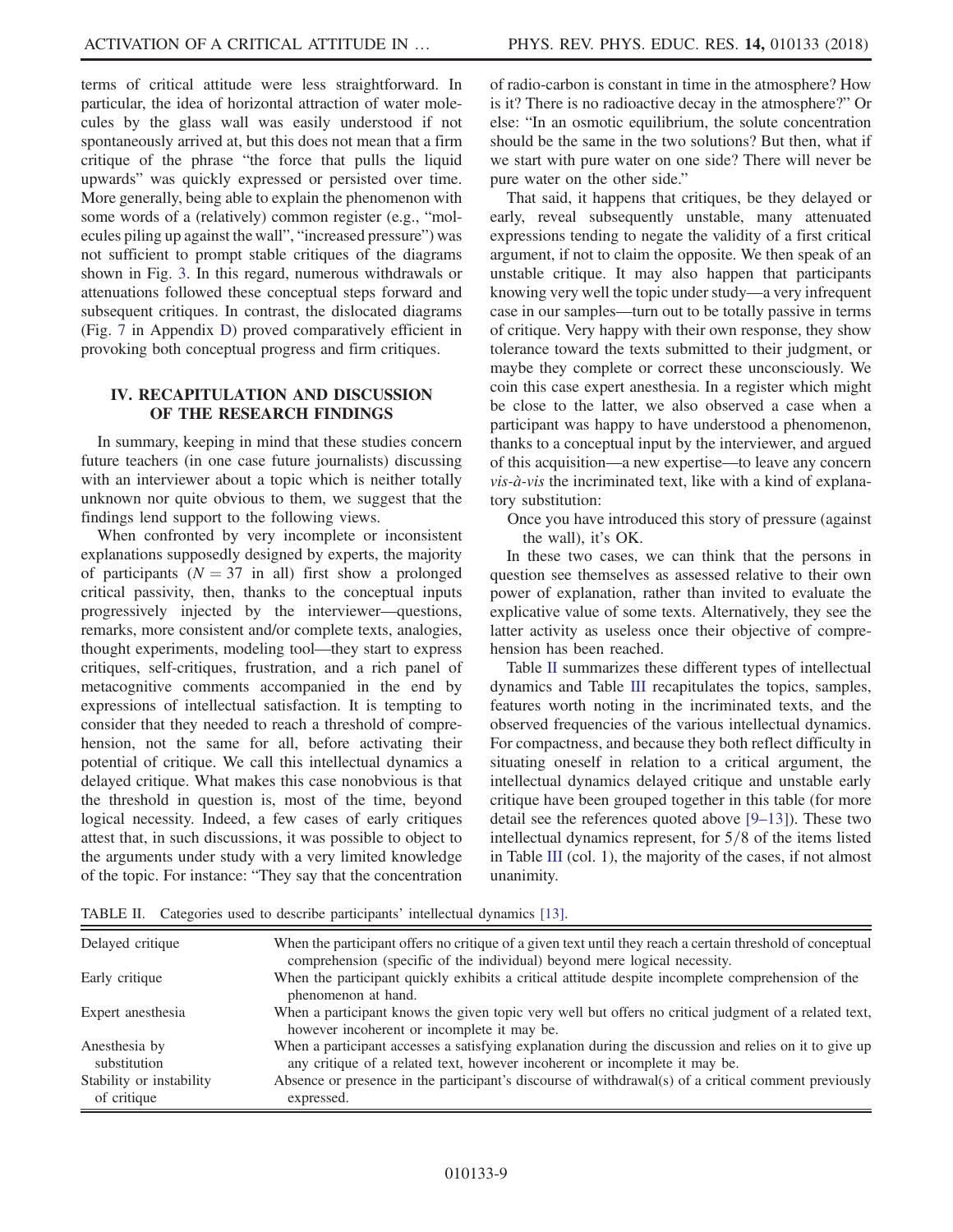terms of critical attitude were less straightforward. In particular, the idea of horizontal attraction of water molecules by the glass wall was easily understood if not spontaneously arrived at, but this does not mean that a firm critique of the phrase "the force that pulls the liquid upwards" was quickly expressed or persisted over time. More generally, being able to explain the phenomenon with some words of a (relatively) common register (e.g., "molecules piling up against the wall", "increased pressure") was not sufficient to prompt stable critiques of the diagrams shown in Fig. 3. In this regard, numerous withdrawals or attenuations followed these conceptual steps forward and subsequent critiques. In contrast, the dislocated diagrams (Fig. 7 in Appendix D) proved comparatively efficient in provoking both conceptual progress and firm critiques.

## IV. RECAPITULATION AND DISCUSSION OF THE RESEARCH FINDINGS

In summary, keeping in mind that these studies concern future teachers (in one case future journalists) discussing with an interviewer about a topic which is neither totally unknown nor quite obvious to them, we suggest that the findings lend support to the following views.

When confronted by very incomplete or inconsistent explanations supposedly designed by experts, the majority of participants ($N = 37$ in all) first show a prolonged critical passivity, then, thanks to the conceptual inputs progressively injected by the interviewer—questions, remarks, more consistent and/or complete texts, analogies, thought experiments, modeling tool—they start to express critiques, self-critiques, frustration, and a rich panel of metacognitive comments accompanied in the end by expressions of intellectual satisfaction. It is tempting to consider that they needed to reach a threshold of comprehension, not the same for all, before activating their potential of critique. We call this intellectual dynamics a delayed critique. What makes this case nonobvious is that the threshold in question is, most of the time, beyond logical necessity. Indeed, a few cases of early critiques attest that, in such discussions, it was possible to object to the arguments under study with a very limited knowledge of the topic. For instance: "They say that the concentration of radio-carbon is constant in time in the atmosphere? How is it? There is no radioactive decay in the atmosphere?" Or else: "In an osmotic equilibrium, the solute concentration should be the same in the two solutions? But then, what if we start with pure water on one side? There will never be pure water on the other side."

That said, it happens that critiques, be they delayed or early, reveal subsequently unstable, many attenuated expressions tending to negate the validity of a first critical argument, if not to claim the opposite. We then speak of an unstable critique. It may also happen that participants knowing very well the topic under study—a very infrequent case in our samples—turn out to be totally passive in terms of critique. Very happy with their own response, they show tolerance toward the texts submitted to their judgment, or maybe they complete or correct these unconsciously. We coin this case expert anesthesia. In a register which might be close to the latter, we also observed a case when a participant was happy to have understood a phenomenon, thanks to a conceptual input by the interviewer, and argued of this acquisition—a new expertise—to leave any concern *vis-à-vis* the incriminated text, like with a kind of explanatory substitution:

> Once you have introduced this story of pressure (against the wall), it's OK.

In these two cases, we can think that the persons in question see themselves as assessed relative to their own power of explanation, rather than invited to evaluate the explicative value of some texts. Alternatively, they see the latter activity as useless once their objective of comprehension has been reached.

Table II summarizes these different types of intellectual dynamics and Table III recapitulates the topics, samples, features worth noting in the incriminated texts, and the observed frequencies of the various intellectual dynamics. For compactness, and because they both reflect difficulty in situating oneself in relation to a critical argument, the intellectual dynamics delayed critique and unstable early critique have been grouped together in this table (for more detail see the references quoted above [9–13]). These two intellectual dynamics represent, for 5/8 of the items listed in Table III (col. 1), the majority of the cases, if not almost unanimity.

TABLE II. Categories used to describe participants' intellectual dynamics [13].

| | |
|---|---|
| Delayed critique | When the participant offers no critique of a given text until they reach a certain threshold of conceptual comprehension (specific of the individual) beyond mere logical necessity. |
| Early critique | When the participant quickly exhibits a critical attitude despite incomplete comprehension of the phenomenon at hand. |
| Expert anesthesia | When a participant knows the given topic very well but offers no critical judgment of a related text, however incoherent or incomplete it may be. |
| Anesthesia by substitution | When a participant accesses a satisfying explanation during the discussion and relies on it to give up any critique of a related text, however incoherent or incomplete it may be. |
| Stability or instability of critique | Absence or presence in the participant's discourse of withdrawal(s) of a critical comment previously expressed. |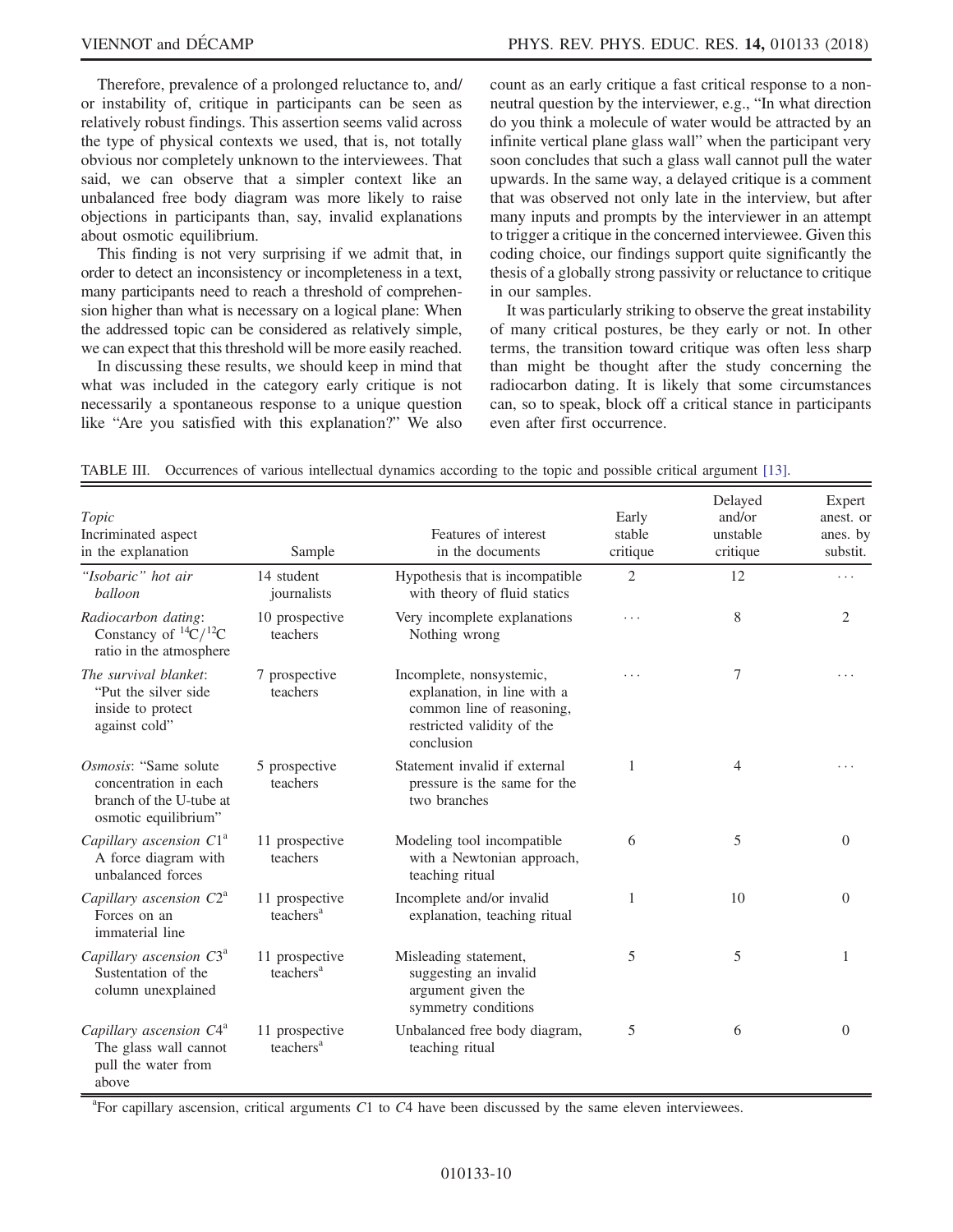Therefore, prevalence of a prolonged reluctance to, and/or instability of, critique in participants can be seen as relatively robust findings. This assertion seems valid across the type of physical contexts we used, that is, not totally obvious nor completely unknown to the interviewees. That said, we can observe that a simpler context like an unbalanced free body diagram was more likely to raise objections in participants than, say, invalid explanations about osmotic equilibrium.

This finding is not very surprising if we admit that, in order to detect an inconsistency or incompleteness in a text, many participants need to reach a threshold of comprehension higher than what is necessary on a logical plane: When the addressed topic can be considered as relatively simple, we can expect that this threshold will be more easily reached.

In discussing these results, we should keep in mind that what was included in the category early critique is not necessarily a spontaneous response to a unique question like "Are you satisfied with this explanation?" We also count as an early critique a fast critical response to a non-neutral question by the interviewer, e.g., "In what direction do you think a molecule of water would be attracted by an infinite vertical plane glass wall" when the participant very soon concludes that such a glass wall cannot pull the water upwards. In the same way, a delayed critique is a comment that was observed not only late in the interview, but after many inputs and prompts by the interviewer in an attempt to trigger a critique in the concerned interviewee. Given this coding choice, our findings support quite significantly the thesis of a globally strong passivity or reluctance to critique in our samples.

It was particularly striking to observe the great instability of many critical postures, be they early or not. In other terms, the transition toward critique was often less sharp than might be thought after the study concerning the radiocarbon dating. It is likely that some circumstances can, so to speak, block off a critical stance in participants even after first occurrence.

TABLE III. Occurrences of various intellectual dynamics according to the topic and possible critical argument [13].

| *Topic* Incriminated aspect in the explanation | Sample | Features of interest in the documents | Early stable critique | Delayed and/or unstable critique | Expert anest. or anes. by substit. |
|---|---|---|---|---|---|
| *"Isobaric" hot air balloon* | 14 student journalists | Hypothesis that is incompatible with theory of fluid statics | 2 | 12 | ... |
| *Radiocarbon dating*: Constancy of $^{14}C/^{12}C$ ratio in the atmosphere | 10 prospective teachers | Very incomplete explanations Nothing wrong | ... | 8 | 2 |
| *The survival blanket*: "Put the silver side inside to protect against cold" | 7 prospective teachers | Incomplete, nonsystemic, explanation, in line with a common line of reasoning, restricted validity of the conclusion | ... | 7 | ... |
| *Osmosis*: "Same solute concentration in each branch of the U-tube at osmotic equilibrium" | 5 prospective teachers | Statement invalid if external pressure is the same for the two branches | 1 | 4 | ... |
| *Capillary ascension C1*[a] A force diagram with unbalanced forces | 11 prospective teachers | Modeling tool incompatible with a Newtonian approach, teaching ritual | 6 | 5 | 0 |
| *Capillary ascension C2*[a] Forces on an immaterial line | 11 prospective teachers[a] | Incomplete and/or invalid explanation, teaching ritual | 1 | 10 | 0 |
| *Capillary ascension C3*[a] Sustentation of the column unexplained | 11 prospective teachers[a] | Misleading statement, suggesting an invalid argument given the symmetry conditions | 5 | 5 | 1 |
| *Capillary ascension C4*[a] The glass wall cannot pull the water from above | 11 prospective teachers[a] | Unbalanced free body diagram, teaching ritual | 5 | 6 | 0 |

[a]For capillary ascension, critical arguments $C1$ to $C4$ have been discussed by the same eleven interviewees.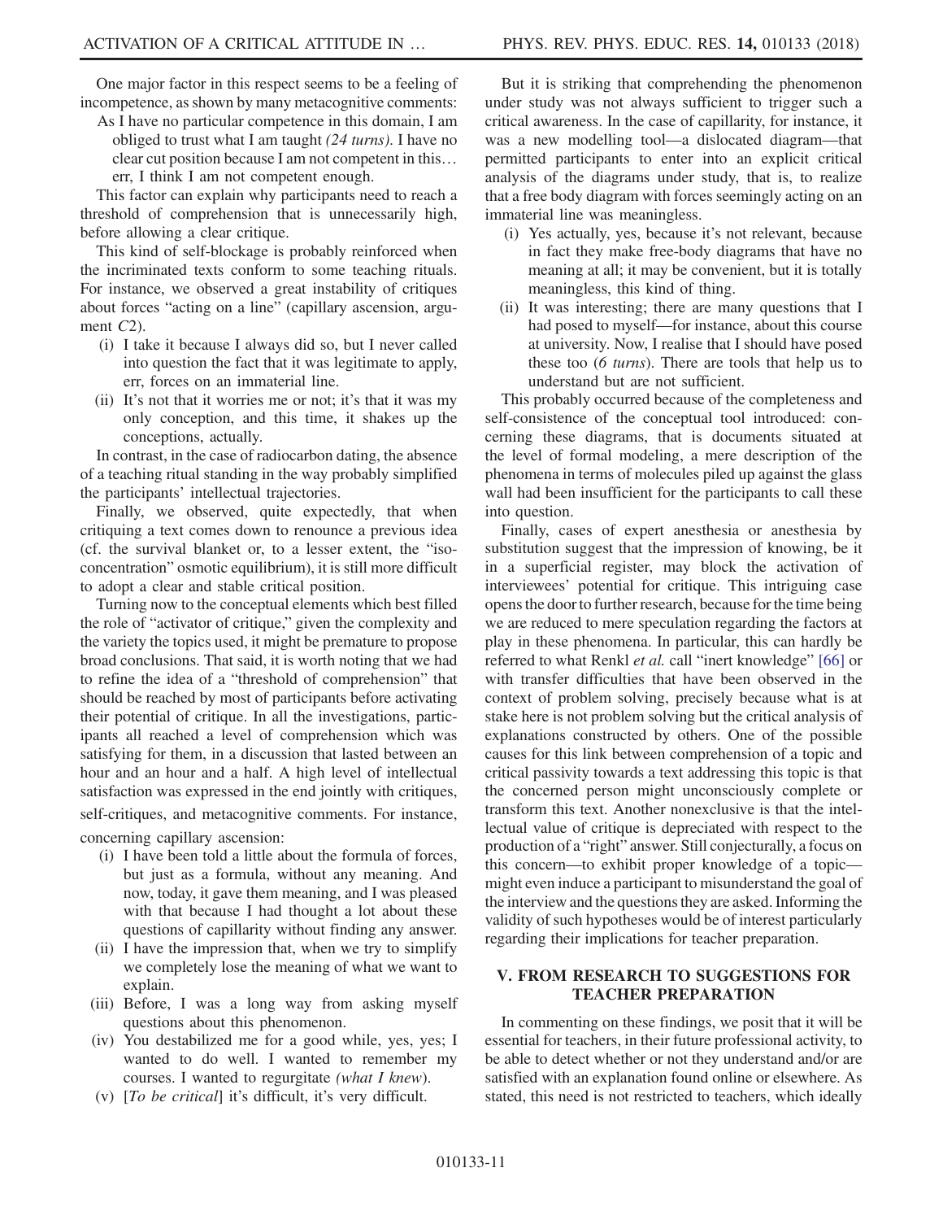One major factor in this respect seems to be a feeling of incompetence, as shown by many metacognitive comments:

As I have no particular competence in this domain, I am obliged to trust what I am taught *(24 turns)*. I have no clear cut position because I am not competent in this… err, I think I am not competent enough.

This factor can explain why participants need to reach a threshold of comprehension that is unnecessarily high, before allowing a clear critique.

This kind of self-blockage is probably reinforced when the incriminated texts conform to some teaching rituals. For instance, we observed a great instability of critiques about forces "acting on a line" (capillary ascension, argument *C*2).

(i) I take it because I always did so, but I never called into question the fact that it was legitimate to apply, err, forces on an immaterial line.
(ii) It's not that it worries me or not; it's that it was my only conception, and this time, it shakes up the conceptions, actually.

In contrast, in the case of radiocarbon dating, the absence of a teaching ritual standing in the way probably simplified the participants' intellectual trajectories.

Finally, we observed, quite expectedly, that when critiquing a text comes down to renounce a previous idea (cf. the survival blanket or, to a lesser extent, the "iso-concentration" osmotic equilibrium), it is still more difficult to adopt a clear and stable critical position.

Turning now to the conceptual elements which best filled the role of "activator of critique," given the complexity and the variety the topics used, it might be premature to propose broad conclusions. That said, it is worth noting that we had to refine the idea of a "threshold of comprehension" that should be reached by most of participants before activating their potential of critique. In all the investigations, participants all reached a level of comprehension which was satisfying for them, in a discussion that lasted between an hour and an hour and a half. A high level of intellectual satisfaction was expressed in the end jointly with critiques, self-critiques, and metacognitive comments. For instance, concerning capillary ascension:

(i) I have been told a little about the formula of forces, but just as a formula, without any meaning. And now, today, it gave them meaning, and I was pleased with that because I had thought a lot about these questions of capillarity without finding any answer.
(ii) I have the impression that, when we try to simplify we completely lose the meaning of what we want to explain.
(iii) Before, I was a long way from asking myself questions about this phenomenon.
(iv) You destabilized me for a good while, yes, yes; I wanted to do well. I wanted to remember my courses. I wanted to regurgitate *(what I knew)*.
(v) [*To be critical*] it's difficult, it's very difficult.

But it is striking that comprehending the phenomenon under study was not always sufficient to trigger such a critical awareness. In the case of capillarity, for instance, it was a new modelling tool—a dislocated diagram—that permitted participants to enter into an explicit critical analysis of the diagrams under study, that is, to realize that a free body diagram with forces seemingly acting on an immaterial line was meaningless.

(i) Yes actually, yes, because it's not relevant, because in fact they make free-body diagrams that have no meaning at all; it may be convenient, but it is totally meaningless, this kind of thing.
(ii) It was interesting; there are many questions that I had posed to myself—for instance, about this course at university. Now, I realise that I should have posed these too (*6 turns*). There are tools that help us to understand but are not sufficient.

This probably occurred because of the completeness and self-consistence of the conceptual tool introduced: concerning these diagrams, that is documents situated at the level of formal modeling, a mere description of the phenomena in terms of molecules piled up against the glass wall had been insufficient for the participants to call these into question.

Finally, cases of expert anesthesia or anesthesia by substitution suggest that the impression of knowing, be it in a superficial register, may block the activation of interviewees' potential for critique. This intriguing case opens the door to further research, because for the time being we are reduced to mere speculation regarding the factors at play in these phenomena. In particular, this can hardly be referred to what Renkl *et al.* call "inert knowledge" [66] or with transfer difficulties that have been observed in the context of problem solving, precisely because what is at stake here is not problem solving but the critical analysis of explanations constructed by others. One of the possible causes for this link between comprehension of a topic and critical passivity towards a text addressing this topic is that the concerned person might unconsciously complete or transform this text. Another nonexclusive is that the intellectual value of critique is depreciated with respect to the production of a "right" answer. Still conjecturally, a focus on this concern—to exhibit proper knowledge of a topic—might even induce a participant to misunderstand the goal of the interview and the questions they are asked. Informing the validity of such hypotheses would be of interest particularly regarding their implications for teacher preparation.

## V. FROM RESEARCH TO SUGGESTIONS FOR TEACHER PREPARATION

In commenting on these findings, we posit that it will be essential for teachers, in their future professional activity, to be able to detect whether or not they understand and/or are satisfied with an explanation found online or elsewhere. As stated, this need is not restricted to teachers, which ideally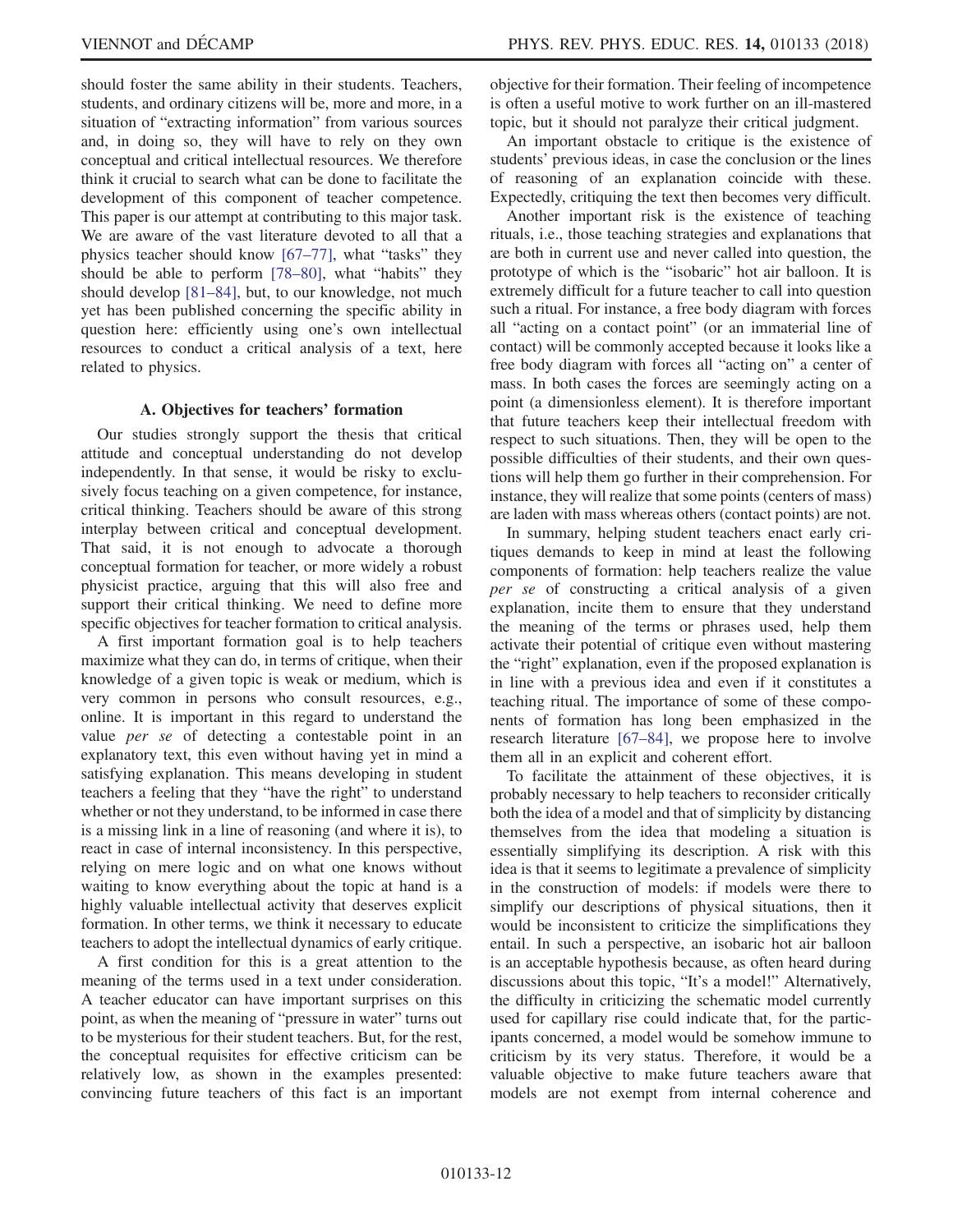should foster the same ability in their students. Teachers, students, and ordinary citizens will be, more and more, in a situation of "extracting information" from various sources and, in doing so, they will have to rely on they own conceptual and critical intellectual resources. We therefore think it crucial to search what can be done to facilitate the development of this component of teacher competence. This paper is our attempt at contributing to this major task. We are aware of the vast literature devoted to all that a physics teacher should know [67–77], what "tasks" they should be able to perform [78–80], what "habits" they should develop [81–84], but, to our knowledge, not much yet has been published concerning the specific ability in question here: efficiently using one's own intellectual resources to conduct a critical analysis of a text, here related to physics.

### A. Objectives for teachers' formation

Our studies strongly support the thesis that critical attitude and conceptual understanding do not develop independently. In that sense, it would be risky to exclusively focus teaching on a given competence, for instance, critical thinking. Teachers should be aware of this strong interplay between critical and conceptual development. That said, it is not enough to advocate a thorough conceptual formation for teacher, or more widely a robust physicist practice, arguing that this will also free and support their critical thinking. We need to define more specific objectives for teacher formation to critical analysis.

A first important formation goal is to help teachers maximize what they can do, in terms of critique, when their knowledge of a given topic is weak or medium, which is very common in persons who consult resources, e.g., online. It is important in this regard to understand the value *per se* of detecting a contestable point in an explanatory text, this even without having yet in mind a satisfying explanation. This means developing in student teachers a feeling that they "have the right" to understand whether or not they understand, to be informed in case there is a missing link in a line of reasoning (and where it is), to react in case of internal inconsistency. In this perspective, relying on mere logic and on what one knows without waiting to know everything about the topic at hand is a highly valuable intellectual activity that deserves explicit formation. In other terms, we think it necessary to educate teachers to adopt the intellectual dynamics of early critique.

A first condition for this is a great attention to the meaning of the terms used in a text under consideration. A teacher educator can have important surprises on this point, as when the meaning of "pressure in water" turns out to be mysterious for their student teachers. But, for the rest, the conceptual requisites for effective criticism can be relatively low, as shown in the examples presented: convincing future teachers of this fact is an important objective for their formation. Their feeling of incompetence is often a useful motive to work further on an ill-mastered topic, but it should not paralyze their critical judgment.

An important obstacle to critique is the existence of students' previous ideas, in case the conclusion or the lines of reasoning of an explanation coincide with these. Expectedly, critiquing the text then becomes very difficult.

Another important risk is the existence of teaching rituals, i.e., those teaching strategies and explanations that are both in current use and never called into question, the prototype of which is the "isobaric" hot air balloon. It is extremely difficult for a future teacher to call into question such a ritual. For instance, a free body diagram with forces all "acting on a contact point" (or an immaterial line of contact) will be commonly accepted because it looks like a free body diagram with forces all "acting on" a center of mass. In both cases the forces are seemingly acting on a point (a dimensionless element). It is therefore important that future teachers keep their intellectual freedom with respect to such situations. Then, they will be open to the possible difficulties of their students, and their own questions will help them go further in their comprehension. For instance, they will realize that some points (centers of mass) are laden with mass whereas others (contact points) are not.

In summary, helping student teachers enact early critiques demands to keep in mind at least the following components of formation: help teachers realize the value *per se* of constructing a critical analysis of a given explanation, incite them to ensure that they understand the meaning of the terms or phrases used, help them activate their potential of critique even without mastering the "right" explanation, even if the proposed explanation is in line with a previous idea and even if it constitutes a teaching ritual. The importance of some of these components of formation has long been emphasized in the research literature [67–84], we propose here to involve them all in an explicit and coherent effort.

To facilitate the attainment of these objectives, it is probably necessary to help teachers to reconsider critically both the idea of a model and that of simplicity by distancing themselves from the idea that modeling a situation is essentially simplifying its description. A risk with this idea is that it seems to legitimate a prevalence of simplicity in the construction of models: if models were there to simplify our descriptions of physical situations, then it would be inconsistent to criticize the simplifications they entail. In such a perspective, an isobaric hot air balloon is an acceptable hypothesis because, as often heard during discussions about this topic, "It's a model!" Alternatively, the difficulty in criticizing the schematic model currently used for capillary rise could indicate that, for the participants concerned, a model would be somehow immune to criticism by its very status. Therefore, it would be a valuable objective to make future teachers aware that models are not exempt from internal coherence and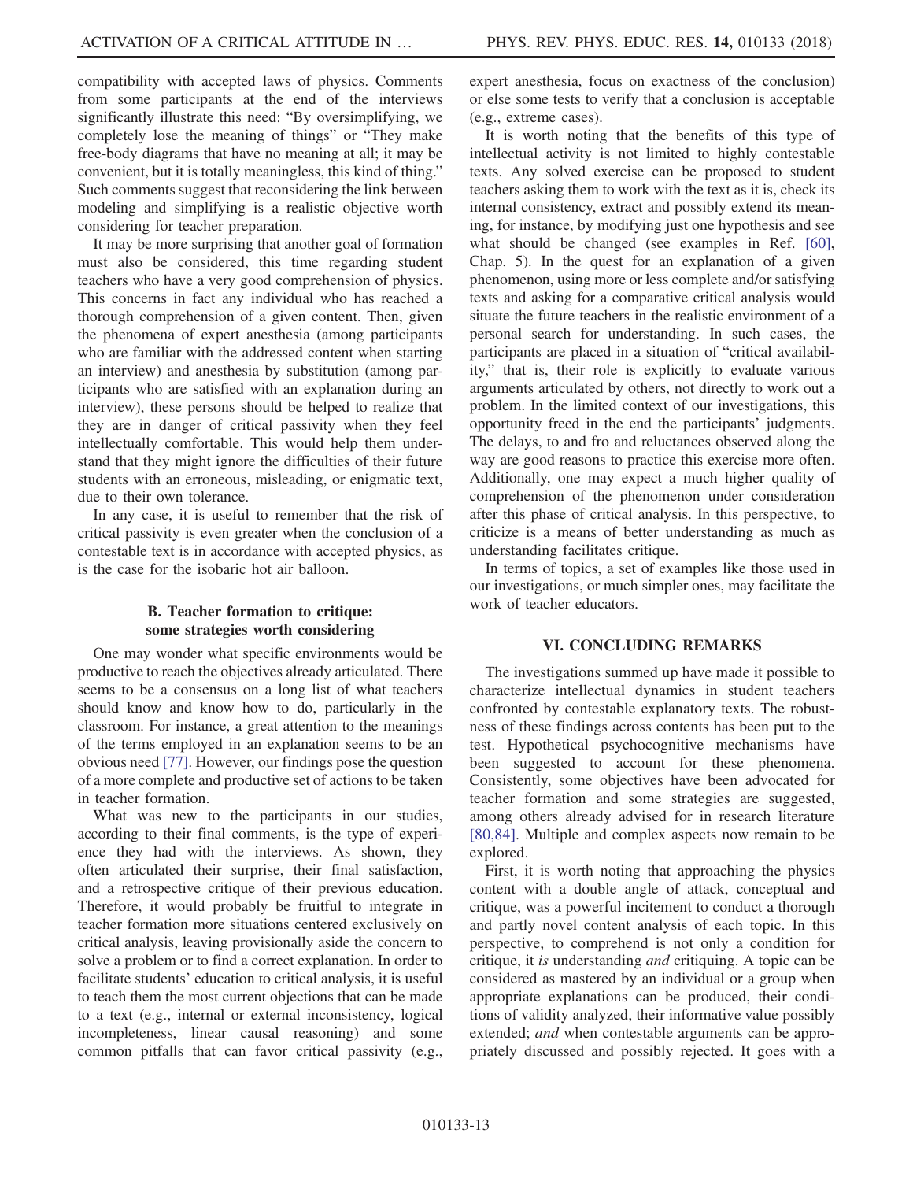compatibility with accepted laws of physics. Comments from some participants at the end of the interviews significantly illustrate this need: "By oversimplifying, we completely lose the meaning of things" or "They make free-body diagrams that have no meaning at all; it may be convenient, but it is totally meaningless, this kind of thing." Such comments suggest that reconsidering the link between modeling and simplifying is a realistic objective worth considering for teacher preparation.

It may be more surprising that another goal of formation must also be considered, this time regarding student teachers who have a very good comprehension of physics. This concerns in fact any individual who has reached a thorough comprehension of a given content. Then, given the phenomena of expert anesthesia (among participants who are familiar with the addressed content when starting an interview) and anesthesia by substitution (among participants who are satisfied with an explanation during an interview), these persons should be helped to realize that they are in danger of critical passivity when they feel intellectually comfortable. This would help them understand that they might ignore the difficulties of their future students with an erroneous, misleading, or enigmatic text, due to their own tolerance.

In any case, it is useful to remember that the risk of critical passivity is even greater when the conclusion of a contestable text is in accordance with accepted physics, as is the case for the isobaric hot air balloon.

### B. Teacher formation to critique: some strategies worth considering

One may wonder what specific environments would be productive to reach the objectives already articulated. There seems to be a consensus on a long list of what teachers should know and know how to do, particularly in the classroom. For instance, a great attention to the meanings of the terms employed in an explanation seems to be an obvious need [77]. However, our findings pose the question of a more complete and productive set of actions to be taken in teacher formation.

What was new to the participants in our studies, according to their final comments, is the type of experience they had with the interviews. As shown, they often articulated their surprise, their final satisfaction, and a retrospective critique of their previous education. Therefore, it would probably be fruitful to integrate in teacher formation more situations centered exclusively on critical analysis, leaving provisionally aside the concern to solve a problem or to find a correct explanation. In order to facilitate students' education to critical analysis, it is useful to teach them the most current objections that can be made to a text (e.g., internal or external inconsistency, logical incompleteness, linear causal reasoning) and some common pitfalls that can favor critical passivity (e.g., expert anesthesia, focus on exactness of the conclusion) or else some tests to verify that a conclusion is acceptable (e.g., extreme cases).

It is worth noting that the benefits of this type of intellectual activity is not limited to highly contestable texts. Any solved exercise can be proposed to student teachers asking them to work with the text as it is, check its internal consistency, extract and possibly extend its meaning, for instance, by modifying just one hypothesis and see what should be changed (see examples in Ref. [60], Chap. 5). In the quest for an explanation of a given phenomenon, using more or less complete and/or satisfying texts and asking for a comparative critical analysis would situate the future teachers in the realistic environment of a personal search for understanding. In such cases, the participants are placed in a situation of "critical availability," that is, their role is explicitly to evaluate various arguments articulated by others, not directly to work out a problem. In the limited context of our investigations, this opportunity freed in the end the participants' judgments. The delays, to and fro and reluctances observed along the way are good reasons to practice this exercise more often. Additionally, one may expect a much higher quality of comprehension of the phenomenon under consideration after this phase of critical analysis. In this perspective, to criticize is a means of better understanding as much as understanding facilitates critique.

In terms of topics, a set of examples like those used in our investigations, or much simpler ones, may facilitate the work of teacher educators.

## VI. CONCLUDING REMARKS

The investigations summed up have made it possible to characterize intellectual dynamics in student teachers confronted by contestable explanatory texts. The robustness of these findings across contents has been put to the test. Hypothetical psychocognitive mechanisms have been suggested to account for these phenomena. Consistently, some objectives have been advocated for teacher formation and some strategies are suggested, among others already advised for in research literature [80,84]. Multiple and complex aspects now remain to be explored.

First, it is worth noting that approaching the physics content with a double angle of attack, conceptual and critique, was a powerful incitement to conduct a thorough and partly novel content analysis of each topic. In this perspective, to comprehend is not only a condition for critique, it *is* understanding *and* critiquing. A topic can be considered as mastered by an individual or a group when appropriate explanations can be produced, their conditions of validity analyzed, their informative value possibly extended; *and* when contestable arguments can be appropriately discussed and possibly rejected. It goes with a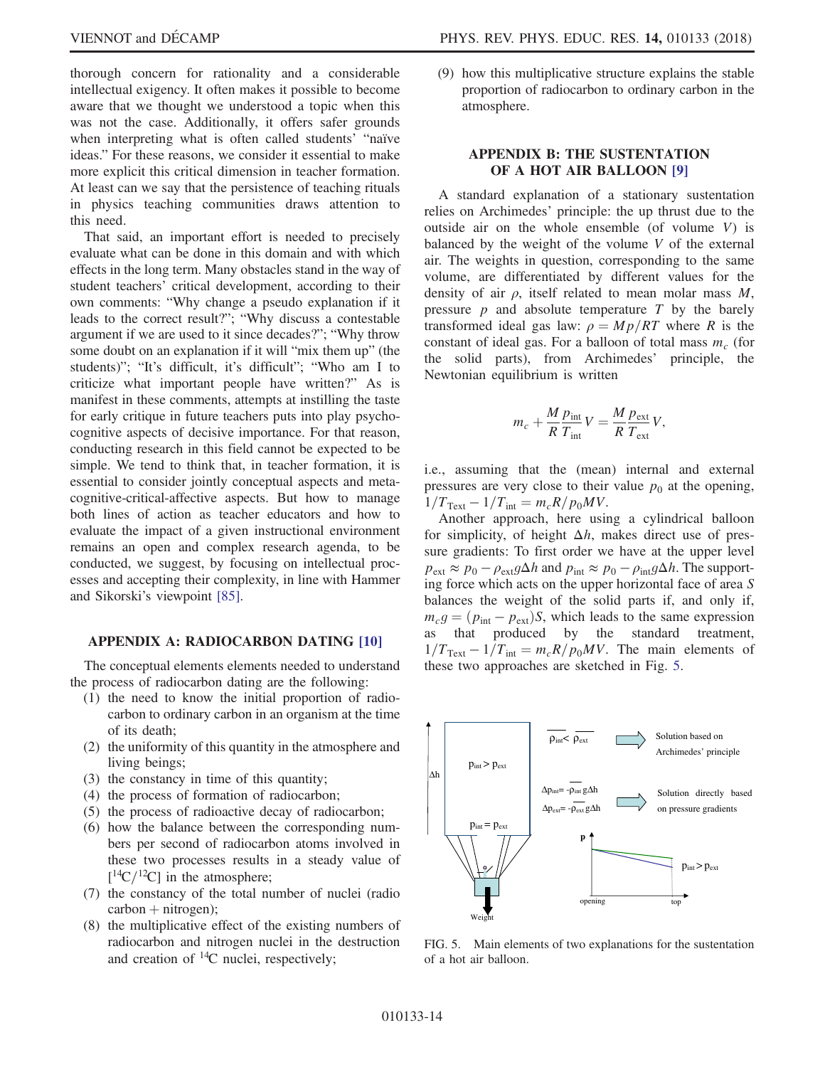thorough concern for rationality and a considerable intellectual exigency. It often makes it possible to become aware that we thought we understood a topic when this was not the case. Additionally, it offers safer grounds when interpreting what is often called students' "naïve ideas." For these reasons, we consider it essential to make more explicit this critical dimension in teacher formation. At least can we say that the persistence of teaching rituals in physics teaching communities draws attention to this need.

That said, an important effort is needed to precisely evaluate what can be done in this domain and with which effects in the long term. Many obstacles stand in the way of student teachers' critical development, according to their own comments: "Why change a pseudo explanation if it leads to the correct result?"; "Why discuss a contestable argument if we are used to it since decades?"; "Why throw some doubt on an explanation if it will "mix them up" (the students)"; "It's difficult, it's difficult"; "Who am I to criticize what important people have written?" As is manifest in these comments, attempts at instilling the taste for early critique in future teachers puts into play psycho-cognitive aspects of decisive importance. For that reason, conducting research in this field cannot be expected to be simple. We tend to think that, in teacher formation, it is essential to consider jointly conceptual aspects and meta-cognitive-critical-affective aspects. But how to manage both lines of action as teacher educators and how to evaluate the impact of a given instructional environment remains an open and complex research agenda, to be conducted, we suggest, by focusing on intellectual processes and accepting their complexity, in line with Hammer and Sikorski's viewpoint [85].

## APPENDIX A: RADIOCARBON DATING [10]

The conceptual elements elements needed to understand the process of radiocarbon dating are the following:

(1) the need to know the initial proportion of radiocarbon to ordinary carbon in an organism at the time of its death;
(2) the uniformity of this quantity in the atmosphere and living beings;
(3) the constancy in time of this quantity;
(4) the process of formation of radiocarbon;
(5) the process of radioactive decay of radiocarbon;
(6) how the balance between the corresponding numbers per second of radiocarbon atoms involved in these two processes results in a steady value of $[^{14}C/^{12}C]$ in the atmosphere;
(7) the constancy of the total number of nuclei (radio carbon + nitrogen);
(8) the multiplicative effect of the existing numbers of radiocarbon and nitrogen nuclei in the destruction and creation of $^{14}C$ nuclei, respectively;
(9) how this multiplicative structure explains the stable proportion of radiocarbon to ordinary carbon in the atmosphere.

## APPENDIX B: THE SUSTENTATION OF A HOT AIR BALLOON [9]

A standard explanation of a stationary sustentation relies on Archimedes' principle: the up thrust due to the outside air on the whole ensemble (of volume $V$) is balanced by the weight of the volume $V$ of the external air. The weights in question, corresponding to the same volume, are differentiated by different values for the density of air $\rho$, itself related to mean molar mass $M$, pressure $p$ and absolute temperature $T$ by the barely transformed ideal gas law: $\rho = Mp/RT$ where $R$ is the constant of ideal gas. For a balloon of total mass $m_c$ (for the solid parts), from Archimedes' principle, the Newtonian equilibrium is written

$$m_c + \frac{M}{R}\frac{p_{\text{int}}}{T_{\text{int}}}V = \frac{M}{R}\frac{p_{\text{ext}}}{T_{\text{ext}}}V,$$

i.e., assuming that the (mean) internal and external pressures are very close to their value $p_0$ at the opening, $1/T_{\text{Text}} - 1/T_{\text{int}} = m_c R/p_0 MV$.

Another approach, here using a cylindrical balloon for simplicity, of height $\Delta h$, makes direct use of pressure gradients: To first order we have at the upper level $p_{\text{ext}} \approx p_0 - \rho_{\text{ext}} g \Delta h$ and $p_{\text{int}} \approx p_0 - \rho_{\text{int}} g \Delta h$. The supporting force which acts on the upper horizontal face of area $S$ balances the weight of the solid parts if, and only if, $m_c g = (p_{\text{int}} - p_{\text{ext}})S$, which leads to the same expression as that produced by the standard treatment, $1/T_{\text{Text}} - 1/T_{\text{int}} = m_c R/p_0 MV$. The main elements of these two approaches are sketched in Fig. 5.

FIG. 5. Main elements of two explanations for the sustentation of a hot air balloon.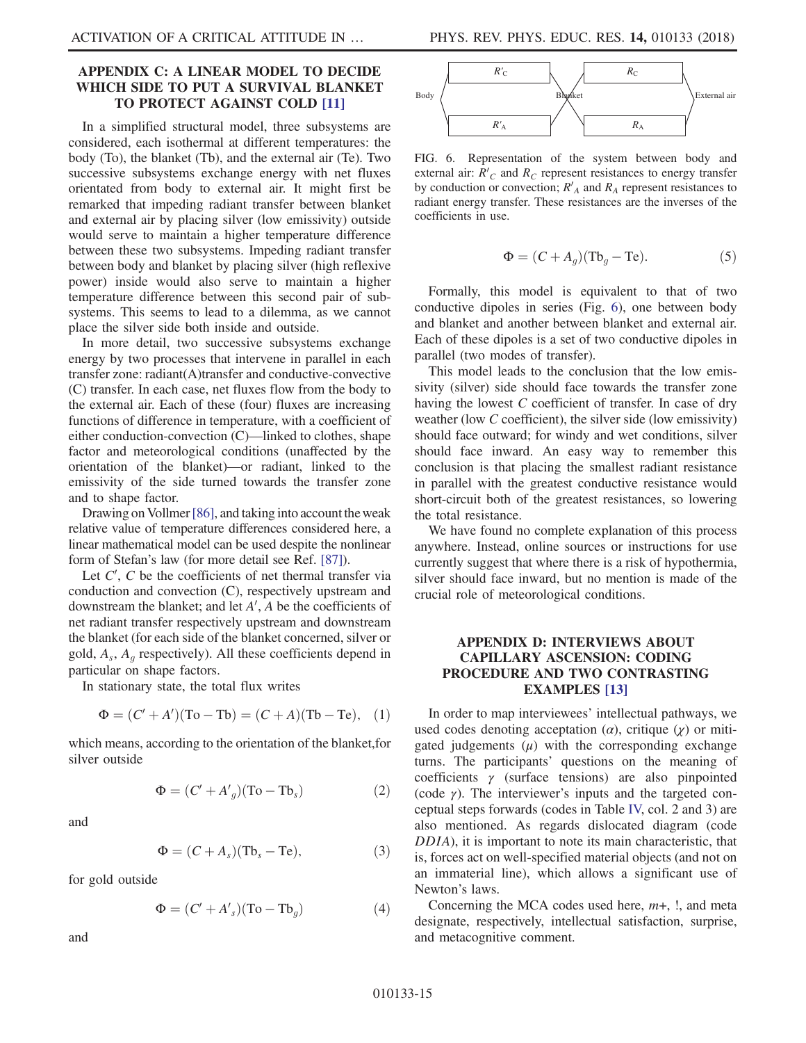## APPENDIX C: A LINEAR MODEL TO DECIDE WHICH SIDE TO PUT A SURVIVAL BLANKET TO PROTECT AGAINST COLD [11]

In a simplified structural model, three subsystems are considered, each isothermal at different temperatures: the body (To), the blanket (Tb), and the external air (Te). Two successive subsystems exchange energy with net fluxes orientated from body to external air. It might first be remarked that impeding radiant transfer between blanket and external air by placing silver (low emissivity) outside would serve to maintain a higher temperature difference between these two subsystems. Impeding radiant transfer between body and blanket by placing silver (high reflexive power) inside would also serve to maintain a higher temperature difference between this second pair of subsystems. This seems to lead to a dilemma, as we cannot place the silver side both inside and outside.

In more detail, two successive subsystems exchange energy by two processes that intervene in parallel in each transfer zone: radiant(A)transfer and conductive-convective (C) transfer. In each case, net fluxes flow from the body to the external air. Each of these (four) fluxes are increasing functions of difference in temperature, with a coefficient of either conduction-convection (C)—linked to clothes, shape factor and meteorological conditions (unaffected by the orientation of the blanket)—or radiant, linked to the emissivity of the side turned towards the transfer zone and to shape factor.

Drawing on Vollmer [86], and taking into account the weak relative value of temperature differences considered here, a linear mathematical model can be used despite the nonlinear form of Stefan's law (for more detail see Ref. [87]).

Let $C'$, $C$ be the coefficients of net thermal transfer via conduction and convection (C), respectively upstream and downstream the blanket; and let $A'$, $A$ be the coefficients of net radiant transfer respectively upstream and downstream the blanket (for each side of the blanket concerned, silver or gold, $A_s$, $A_g$ respectively). All these coefficients depend in particular on shape factors.

In stationary state, the total flux writes

$$\Phi = (C' + A')(\mathrm{To} - \mathrm{Tb}) = (C + A)(\mathrm{Tb} - \mathrm{Te}), \quad (1)$$

which means, according to the orientation of the blanket,for silver outside

$$\Phi = (C' + A'_g)(\mathrm{To} - \mathrm{Tb}_s) \quad (2)$$

and

$$\Phi = (C + A_s)(\mathrm{Tb}_s - \mathrm{Te}), \quad (3)$$

for gold outside

$$\Phi = (C' + A'_s)(\mathrm{To} - \mathrm{Tb}_g) \quad (4)$$

and

FIG. 6. Representation of the system between body and external air: $R'_C$ and $R_C$ represent resistances to energy transfer by conduction or convection; $R'_A$ and $R_A$ represent resistances to radiant energy transfer. These resistances are the inverses of the coefficients in use.

$$\Phi = (C + A_g)(\mathrm{Tb}_g - \mathrm{Te}). \quad (5)$$

Formally, this model is equivalent to that of two conductive dipoles in series (Fig. 6), one between body and blanket and another between blanket and external air. Each of these dipoles is a set of two conductive dipoles in parallel (two modes of transfer).

This model leads to the conclusion that the low emissivity (silver) side should face towards the transfer zone having the lowest $C$ coefficient of transfer. In case of dry weather (low $C$ coefficient), the silver side (low emissivity) should face outward; for windy and wet conditions, silver should face inward. An easy way to remember this conclusion is that placing the smallest radiant resistance in parallel with the greatest conductive resistance would short-circuit both of the greatest resistances, so lowering the total resistance.

We have found no complete explanation of this process anywhere. Instead, online sources or instructions for use currently suggest that where there is a risk of hypothermia, silver should face inward, but no mention is made of the crucial role of meteorological conditions.

## APPENDIX D: INTERVIEWS ABOUT CAPILLARY ASCENSION: CODING PROCEDURE AND TWO CONTRASTING EXAMPLES [13]

In order to map interviewees' intellectual pathways, we used codes denoting acceptation ($\alpha$), critique ($\chi$) or mitigated judgements ($\mu$) with the corresponding exchange turns. The participants' questions on the meaning of coefficients $\gamma$ (surface tensions) are also pinpointed (code $\gamma$). The interviewer's inputs and the targeted conceptual steps forwards (codes in Table IV, col. 2 and 3) are also mentioned. As regards dislocated diagram (code *DDIA*), it is important to note its main characteristic, that is, forces act on well-specified material objects (and not on an immaterial line), which allows a significant use of Newton's laws.

Concerning the MCA codes used here, *m*+, !, and meta designate, respectively, intellectual satisfaction, surprise, and metacognitive comment.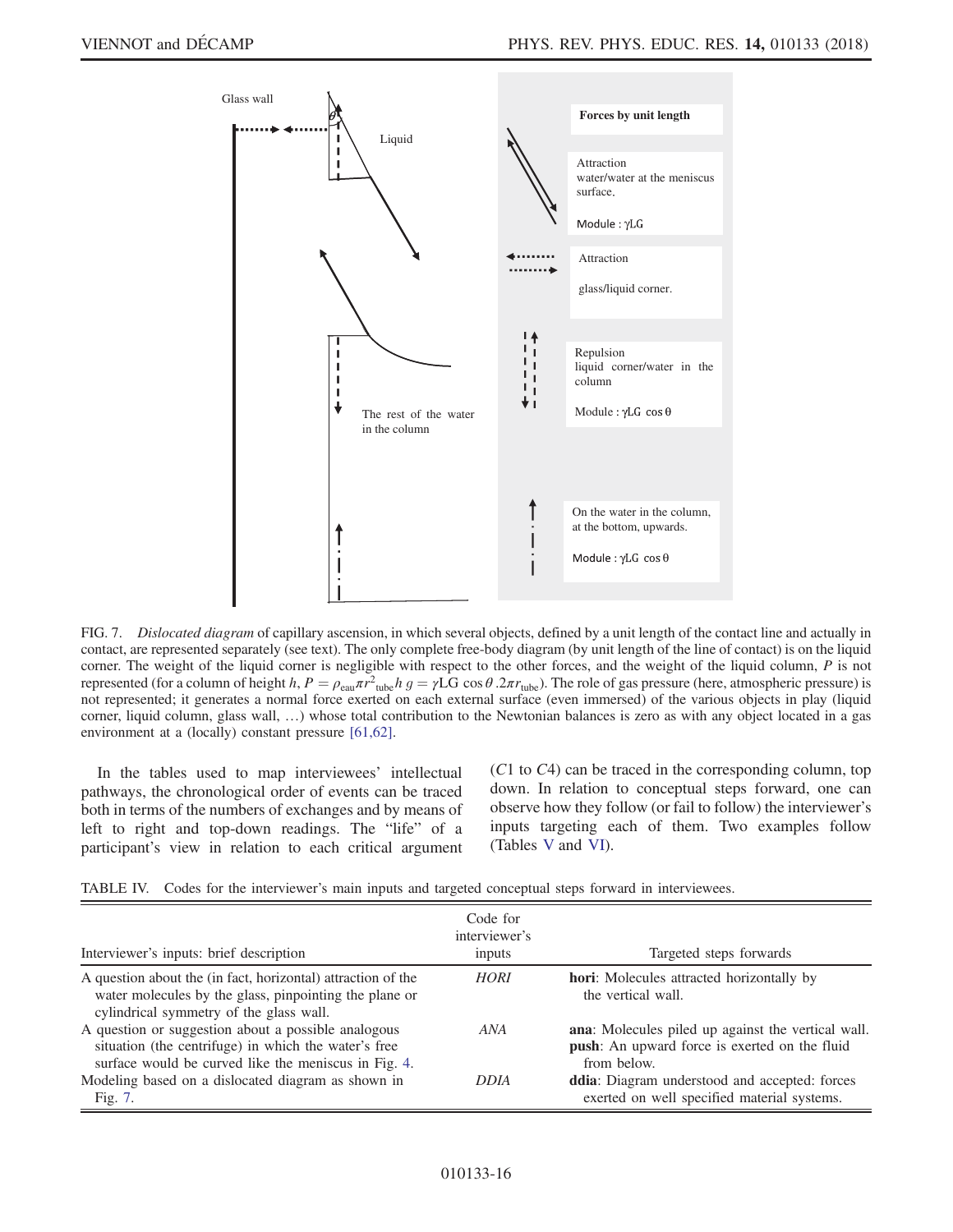FIG. 7. *Dislocated diagram* of capillary ascension, in which several objects, defined by a unit length of the contact line and actually in contact, are represented separately (see text). The only complete free-body diagram (by unit length of the line of contact) is on the liquid corner. The weight of the liquid corner is negligible with respect to the other forces, and the weight of the liquid column, $P$ is not represented (for a column of height $h$, $P = \rho_{eau} \pi r^2_{tube} h\, g = \gamma \text{LG} \cos\theta . 2\pi r_{tube}$). The role of gas pressure (here, atmospheric pressure) is not represented; it generates a normal force exerted on each external surface (even immersed) of the various objects in play (liquid corner, liquid column, glass wall, …) whose total contribution to the Newtonian balances is zero as with any object located in a gas environment at a (locally) constant pressure [61,62].

In the tables used to map interviewees' intellectual pathways, the chronological order of events can be traced both in terms of the numbers of exchanges and by means of left to right and top-down readings. The "life" of a participant's view in relation to each critical argument ($C1$ to $C4$) can be traced in the corresponding column, top down. In relation to conceptual steps forward, one can observe how they follow (or fail to follow) the interviewer's inputs targeting each of them. Two examples follow (Tables V and VI).

TABLE IV. Codes for the interviewer's main inputs and targeted conceptual steps forward in interviewees.

| Interviewer's inputs: brief description | Code for interviewer's inputs | Targeted steps forwards |
|---|---|---|
| A question about the (in fact, horizontal) attraction of the water molecules by the glass, pinpointing the plane or cylindrical symmetry of the glass wall. | *HORI* | **hori**: Molecules attracted horizontally by the vertical wall. |
| A question or suggestion about a possible analogous situation (the centrifuge) in which the water's free surface would be curved like the meniscus in Fig. 4. | *ANA* | **ana**: Molecules piled up against the vertical wall. **push**: An upward force is exerted on the fluid from below. |
| Modeling based on a dislocated diagram as shown in Fig. 7. | *DDIA* | **ddia**: Diagram understood and accepted: forces exerted on well specified material systems. |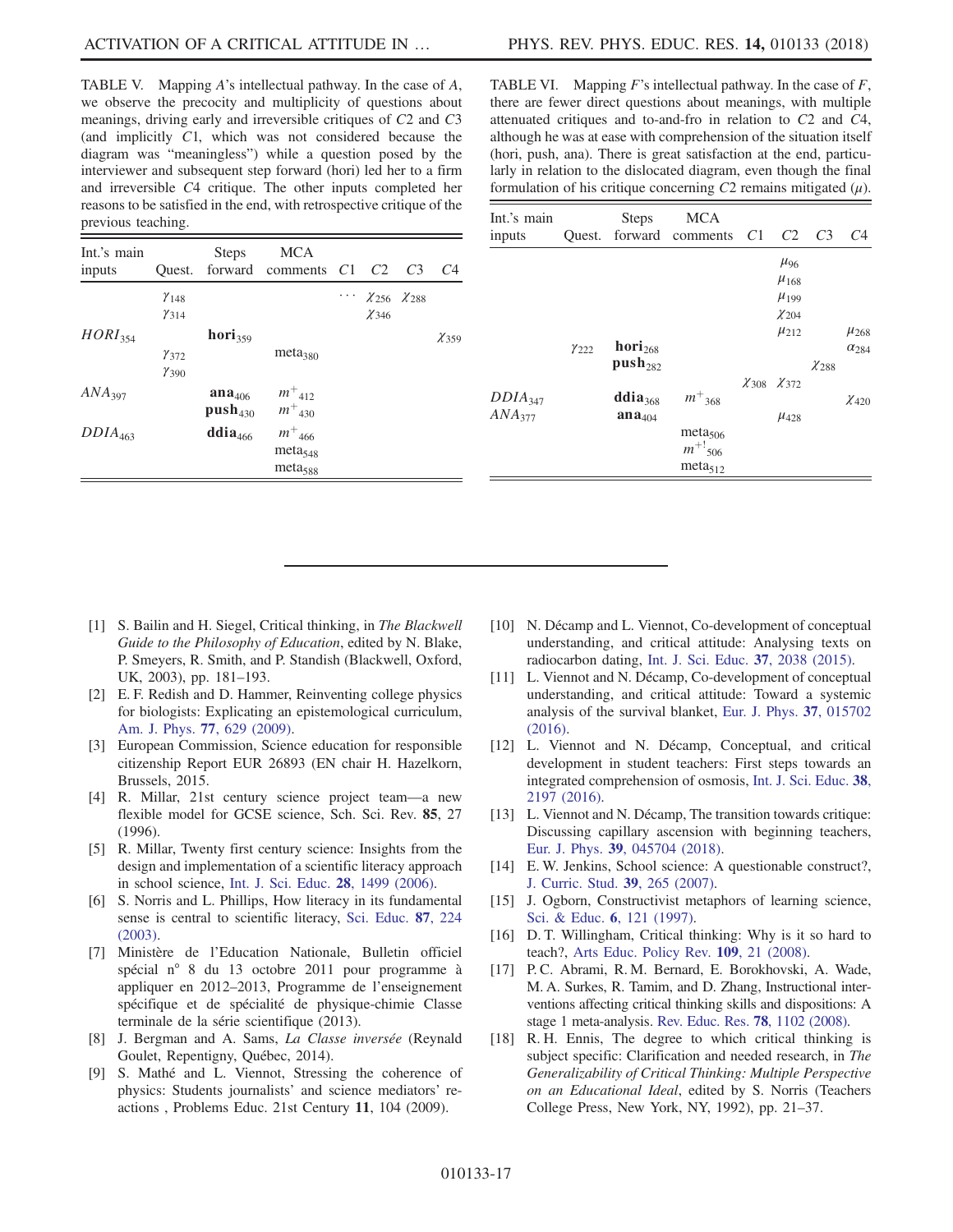TABLE V. Mapping $A$'s intellectual pathway. In the case of $A$, we observe the precocity and multiplicity of questions about meanings, driving early and irreversible critiques of $C2$ and $C3$ (and implicitly $C1$, which was not considered because the diagram was "meaningless") while a question posed by the interviewer and subsequent step forward (hori) led her to a firm and irreversible $C4$ critique. The other inputs completed her reasons to be satisfied in the end, with retrospective critique of the previous teaching.

| Int.'s main inputs | Quest. | Steps forward | MCA comments | $C1$ | $C2$ | $C3$ | $C4$ |
|---|---|---|---|---|---|---|---|
| | $\gamma_{148}$ | | | … | $\chi_{256}$ | $\chi_{288}$ | |
| | $\gamma_{314}$ | | | | $\chi_{346}$ | | |
| $HORI_{354}$ | | $\mathbf{hori}_{359}$ | | | | | $\chi_{359}$ |
| | $\gamma_{372}$ | | $\mathrm{meta}_{380}$ | | | | |
| | $\gamma_{390}$ | | | | | | |
| $ANA_{397}$ | | $\mathbf{ana}_{406}$ | $m^{+}{}_{412}$ | | | | |
| | | $\mathbf{push}_{430}$ | $m^{+}{}_{430}$ | | | | |
| $DDIA_{463}$ | | $\mathbf{ddia}_{466}$ | $m^{+}{}_{466}$ | | | | |
| | | | $\mathrm{meta}_{548}$ | | | | |
| | | | $\mathrm{meta}_{588}$ | | | | |

TABLE VI. Mapping $F$'s intellectual pathway. In the case of $F$, there are fewer direct questions about meanings, with multiple attenuated critiques and to-and-fro in relation to $C2$ and $C4$, although he was at ease with comprehension of the situation itself (hori, push, ana). There is great satisfaction at the end, particularly in relation to the dislocated diagram, even though the final formulation of his critique concerning $C2$ remains mitigated ($\mu$).

| Int.'s main inputs | Quest. | Steps forward | MCA comments | $C1$ | $C2$ | $C3$ | $C4$ |
|---|---|---|---|---|---|---|---|
| | | | | | $\mu_{96}$ | | |
| | | | | | $\mu_{168}$ | | |
| | | | | | $\mu_{199}$ | | |
| | | | | | $\chi_{204}$ | | |
| | | | | | $\mu_{212}$ | | $\mu_{268}$ |
| | $\gamma_{222}$ | $\mathbf{hori}_{268}$ | | | | | $\alpha_{284}$ |
| | | $\mathbf{push}_{282}$ | | | | $\chi_{288}$ | |
| | | | | $\chi_{308}$ | $\chi_{372}$ | | |
| $DDIA_{347}$ | | $\mathbf{ddia}_{368}$ | $m^{+}{}_{368}$ | | | | $\chi_{420}$ |
| $ANA_{377}$ | | $\mathbf{ana}_{404}$ | | | $\mu_{428}$ | | |
| | | | $\mathrm{meta}_{506}$ | | | | |
| | | | $m^{+!}{}_{506}$ | | | | |
| | | | $\mathrm{meta}_{512}$ | | | | |

---

[1] S. Bailin and H. Siegel, Critical thinking, in *The Blackwell Guide to the Philosophy of Education*, edited by N. Blake, P. Smeyers, R. Smith, and P. Standish (Blackwell, Oxford, UK, 2003), pp. 181–193.

[2] E. F. Redish and D. Hammer, Reinventing college physics for biologists: Explicating an epistemological curriculum, Am. J. Phys. **77**, 629 (2009).

[3] European Commission, Science education for responsible citizenship Report EUR 26893 (EN chair H. Hazelkorn, Brussels, 2015.

[4] R. Millar, 21st century science project team—a new flexible model for GCSE science, Sch. Sci. Rev. **85**, 27 (1996).

[5] R. Millar, Twenty first century science: Insights from the design and implementation of a scientific literacy approach in school science, Int. J. Sci. Educ. **28**, 1499 (2006).

[6] S. Norris and L. Phillips, How literacy in its fundamental sense is central to scientific literacy, Sci. Educ. **87**, 224 (2003).

[7] Ministère de l'Education Nationale, Bulletin officiel spécial n° 8 du 13 octobre 2011 pour programme à appliquer en 2012–2013, Programme de l'enseignement spécifique et de spécialité de physique-chimie Classe terminale de la série scientifique (2013).

[8] J. Bergman and A. Sams, *La Classe inversée* (Reynald Goulet, Repentigny, Québec, 2014).

[9] S. Mathé and L. Viennot, Stressing the coherence of physics: Students journalists' and science mediators' reactions , Problems Educ. 21st Century **11**, 104 (2009).

[10] N. Décamp and L. Viennot, Co-development of conceptual understanding, and critical attitude: Analysing texts on radiocarbon dating, Int. J. Sci. Educ. **37**, 2038 (2015).

[11] L. Viennot and N. Décamp, Co-development of conceptual understanding, and critical attitude: Toward a systemic analysis of the survival blanket, Eur. J. Phys. **37**, 015702 (2016).

[12] L. Viennot and N. Décamp, Conceptual, and critical development in student teachers: First steps towards an integrated comprehension of osmosis, Int. J. Sci. Educ. **38**, 2197 (2016).

[13] L. Viennot and N. Décamp, The transition towards critique: Discussing capillary ascension with beginning teachers, Eur. J. Phys. **39**, 045704 (2018).

[14] E. W. Jenkins, School science: A questionable construct?, J. Curric. Stud. **39**, 265 (2007).

[15] J. Ogborn, Constructivist metaphors of learning science, Sci. & Educ. **6**, 121 (1997).

[16] D. T. Willingham, Critical thinking: Why is it so hard to teach?, Arts Educ. Policy Rev. **109**, 21 (2008).

[17] P. C. Abrami, R. M. Bernard, E. Borokhovski, A. Wade, M. A. Surkes, R. Tamim, and D. Zhang, Instructional interventions affecting critical thinking skills and dispositions: A stage 1 meta-analysis. Rev. Educ. Res. **78**, 1102 (2008).

[18] R. H. Ennis, The degree to which critical thinking is subject specific: Clarification and needed research, in *The Generalizability of Critical Thinking: Multiple Perspective on an Educational Ideal*, edited by S. Norris (Teachers College Press, New York, NY, 1992), pp. 21–37.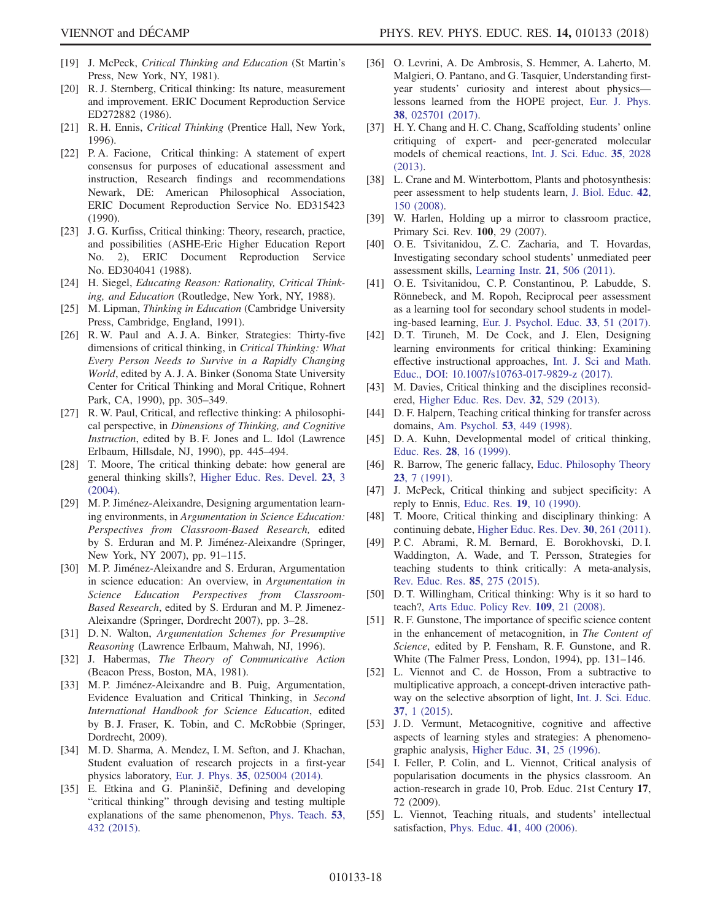[19] J. McPeck, *Critical Thinking and Education* (St Martin's Press, New York, NY, 1981).

[20] R. J. Sternberg, Critical thinking: Its nature, measurement and improvement. ERIC Document Reproduction Service ED272882 (1986).

[21] R. H. Ennis, *Critical Thinking* (Prentice Hall, New York, 1996).

[22] P. A. Facione, Critical thinking: A statement of expert consensus for purposes of educational assessment and instruction, Research findings and recommendations Newark, DE: American Philosophical Association, ERIC Document Reproduction Service No. ED315423 (1990).

[23] J. G. Kurfiss, Critical thinking: Theory, research, practice, and possibilities (ASHE-Eric Higher Education Report No. 2), ERIC Document Reproduction Service No. ED304041 (1988).

[24] H. Siegel, *Educating Reason: Rationality, Critical Thinking, and Education* (Routledge, New York, NY, 1988).

[25] M. Lipman, *Thinking in Education* (Cambridge University Press, Cambridge, England, 1991).

[26] R. W. Paul and A. J. A. Binker, Strategies: Thirty-five dimensions of critical thinking, in *Critical Thinking: What Every Person Needs to Survive in a Rapidly Changing World*, edited by A. J. A. Binker (Sonoma State University Center for Critical Thinking and Moral Critique, Rohnert Park, CA, 1990), pp. 305–349.

[27] R. W. Paul, Critical, and reflective thinking: A philosophical perspective, in *Dimensions of Thinking, and Cognitive Instruction*, edited by B. F. Jones and L. Idol (Lawrence Erlbaum, Hillsdale, NJ, 1990), pp. 445–494.

[28] T. Moore, The critical thinking debate: how general are general thinking skills?, Higher Educ. Res. Devel. **23**, 3 (2004).

[29] M. P. Jiménez-Aleixandre, Designing argumentation learning environments, in *Argumentation in Science Education: Perspectives from Classroom-Based Research,* edited by S. Erduran and M. P. Jiménez-Aleixandre (Springer, New York, NY 2007), pp. 91–115.

[30] M. P. Jiménez-Aleixandre and S. Erduran, Argumentation in science education: An overview, in *Argumentation in Science Education Perspectives from Classroom-Based Research*, edited by S. Erduran and M. P. Jimenez-Aleixandre (Springer, Dordrecht 2007), pp. 3–28.

[31] D. N. Walton, *Argumentation Schemes for Presumptive Reasoning* (Lawrence Erlbaum, Mahwah, NJ, 1996).

[32] J. Habermas, *The Theory of Communicative Action* (Beacon Press, Boston, MA, 1981).

[33] M. P. Jiménez-Aleixandre and B. Puig, Argumentation, Evidence Evaluation and Critical Thinking, in *Second International Handbook for Science Education*, edited by B. J. Fraser, K. Tobin, and C. McRobbie (Springer, Dordrecht, 2009).

[34] M. D. Sharma, A. Mendez, I. M. Sefton, and J. Khachan, Student evaluation of research projects in a first-year physics laboratory, Eur. J. Phys. **35**, 025004 (2014).

[35] E. Etkina and G. Planinšič, Defining and developing "critical thinking" through devising and testing multiple explanations of the same phenomenon, Phys. Teach. **53**, 432 (2015).

[36] O. Levrini, A. De Ambrosis, S. Hemmer, A. Laherto, M. Malgieri, O. Pantano, and G. Tasquier, Understanding first-year students' curiosity and interest about physics—lessons learned from the HOPE project, Eur. J. Phys. **38**, 025701 (2017).

[37] H. Y. Chang and H. C. Chang, Scaffolding students' online critiquing of expert- and peer-generated molecular models of chemical reactions, Int. J. Sci. Educ. **35**, 2028 (2013).

[38] L. Crane and M. Winterbottom, Plants and photosynthesis: peer assessment to help students learn, J. Biol. Educ. **42**, 150 (2008).

[39] W. Harlen, Holding up a mirror to classroom practice, Primary Sci. Rev. **100**, 29 (2007).

[40] O. E. Tsivitanidou, Z. C. Zacharia, and T. Hovardas, Investigating secondary school students' unmediated peer assessment skills, Learning Instr. **21**, 506 (2011).

[41] O. E. Tsivitanidou, C. P. Constantinou, P. Labudde, S. Rönnebeck, and M. Ropoh, Reciprocal peer assessment as a learning tool for secondary school students in modeling-based learning, Eur. J. Psychol. Educ. **33**, 51 (2017).

[42] D. T. Tiruneh, M. De Cock, and J. Elen, Designing learning environments for critical thinking: Examining effective instructional approaches, Int. J. Sci and Math. Educ., DOI: 10.1007/s10763-017-9829-z (2017).

[43] M. Davies, Critical thinking and the disciplines reconsidered, Higher Educ. Res. Dev. **32**, 529 (2013).

[44] D. F. Halpern, Teaching critical thinking for transfer across domains, Am. Psychol. **53**, 449 (1998).

[45] D. A. Kuhn, Developmental model of critical thinking, Educ. Res. **28**, 16 (1999).

[46] R. Barrow, The generic fallacy, Educ. Philosophy Theory **23**, 7 (1991).

[47] J. McPeck, Critical thinking and subject specificity: A reply to Ennis, Educ. Res. **19**, 10 (1990).

[48] T. Moore, Critical thinking and disciplinary thinking: A continuing debate, Higher Educ. Res. Dev. **30**, 261 (2011).

[49] P. C. Abrami, R. M. Bernard, E. Borokhovski, D. I. Waddington, A. Wade, and T. Persson, Strategies for teaching students to think critically: A meta-analysis, Rev. Educ. Res. **85**, 275 (2015).

[50] D. T. Willingham, Critical thinking: Why is it so hard to teach?, Arts Educ. Policy Rev. **109**, 21 (2008).

[51] R. F. Gunstone, The importance of specific science content in the enhancement of metacognition, in *The Content of Science*, edited by P. Fensham, R. F. Gunstone, and R. White (The Falmer Press, London, 1994), pp. 131–146.

[52] L. Viennot and C. de Hosson, From a subtractive to multiplicative approach, a concept-driven interactive pathway on the selective absorption of light, Int. J. Sci. Educ. **37**, 1 (2015).

[53] J. D. Vermunt, Metacognitive, cognitive and affective aspects of learning styles and strategies: A phenomenographic analysis, Higher Educ. **31**, 25 (1996).

[54] I. Feller, P. Colin, and L. Viennot, Critical analysis of popularisation documents in the physics classroom. An action-research in grade 10, Prob. Educ. 21st Century **17**, 72 (2009).

[55] L. Viennot, Teaching rituals, and students' intellectual satisfaction, Phys. Educ. **41**, 400 (2006).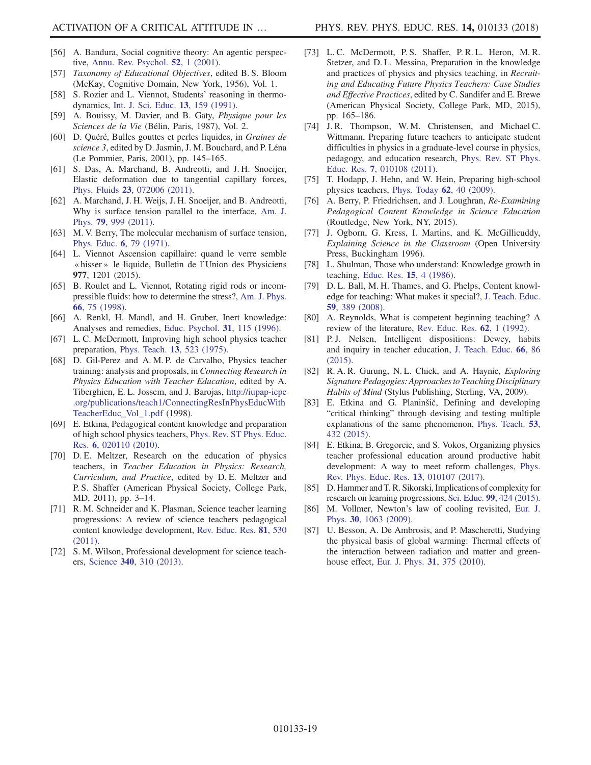[56] A. Bandura, Social cognitive theory: An agentic perspective, Annu. Rev. Psychol. **52**, 1 (2001).

[57] *Taxonomy of Educational Objectives*, edited B. S. Bloom (McKay, Cognitive Domain, New York, 1956), Vol. 1.

[58] S. Rozier and L. Viennot, Students' reasoning in thermodynamics, Int. J. Sci. Educ. **13**, 159 (1991).

[59] A. Bouissy, M. Davier, and B. Gaty, *Physique pour les Sciences de la Vie* (Bélin, Paris, 1987), Vol. 2.

[60] D. Quéré, Bulles gouttes et perles liquides, in *Graines de science 3*, edited by D. Jasmin, J. M. Bouchard, and P. Léna (Le Pommier, Paris, 2001), pp. 145–165.

[61] S. Das, A. Marchand, B. Andreotti, and J. H. Snoeijer, Elastic deformation due to tangential capillary forces, Phys. Fluids **23**, 072006 (2011).

[62] A. Marchand, J. H. Weijs, J. H. Snoeijer, and B. Andreotti, Why is surface tension parallel to the interface, Am. J. Phys. **79**, 999 (2011).

[63] M. V. Berry, The molecular mechanism of surface tension, Phys. Educ. **6**, 79 (1971).

[64] L. Viennot Ascension capillaire: quand le verre semble «hisser» le liquide, Bulletin de l'Union des Physiciens **977**, 1201 (2015).

[65] B. Roulet and L. Viennot, Rotating rigid rods or incompressible fluids: how to determine the stress?, Am. J. Phys. **66**, 75 (1998).

[66] A. Renkl, H. Mandl, and H. Gruber, Inert knowledge: Analyses and remedies, Educ. Psychol. **31**, 115 (1996).

[67] L. C. McDermott, Improving high school physics teacher preparation, Phys. Teach. **13**, 523 (1975).

[68] D. Gil-Perez and A. M. P. de Carvalho, Physics teacher training: analysis and proposals, in *Connecting Research in Physics Education with Teacher Education*, edited by A. Tiberghien, E. L. Jossem, and J. Barojas, http://iupap-icpe.org/publications/teach1/ConnectingResInPhysEducWithTeacherEduc_Vol_1.pdf (1998).

[69] E. Etkina, Pedagogical content knowledge and preparation of high school physics teachers, Phys. Rev. ST Phys. Educ. Res. **6**, 020110 (2010).

[70] D. E. Meltzer, Research on the education of physics teachers, in *Teacher Education in Physics: Research, Curriculum, and Practice*, edited by D. E. Meltzer and P. S. Shaffer (American Physical Society, College Park, MD, 2011), pp. 3–14.

[71] R. M. Schneider and K. Plasman, Science teacher learning progressions: A review of science teachers pedagogical content knowledge development, Rev. Educ. Res. **81**, 530 (2011).

[72] S. M. Wilson, Professional development for science teachers, Science **340**, 310 (2013).

[73] L. C. McDermott, P. S. Shaffer, P. R. L. Heron, M. R. Stetzer, and D. L. Messina, Preparation in the knowledge and practices of physics and physics teaching, in *Recruiting and Educating Future Physics Teachers: Case Studies and Effective Practices*, edited by C. Sandifer and E. Brewe (American Physical Society, College Park, MD, 2015), pp. 165–186.

[74] J. R. Thompson, W. M. Christensen, and Michael C. Wittmann, Preparing future teachers to anticipate student difficulties in physics in a graduate-level course in physics, pedagogy, and education research, Phys. Rev. ST Phys. Educ. Res. **7**, 010108 (2011).

[75] T. Hodapp, J. Hehn, and W. Hein, Preparing high-school physics teachers, Phys. Today **62**, 40 (2009).

[76] A. Berry, P. Friedrichsen, and J. Loughran, *Re-Examining Pedagogical Content Knowledge in Science Education* (Routledge, New York, NY, 2015).

[77] J. Ogborn, G. Kress, I. Martins, and K. McGillicuddy, *Explaining Science in the Classroom* (Open University Press, Buckingham 1996).

[78] L. Shulman, Those who understand: Knowledge growth in teaching, Educ. Res. **15**, 4 (1986).

[79] D. L. Ball, M. H. Thames, and G. Phelps, Content knowledge for teaching: What makes it special?, J. Teach. Educ. **59**, 389 (2008).

[80] A. Reynolds, What is competent beginning teaching? A review of the literature, Rev. Educ. Res. **62**, 1 (1992).

[81] P. J. Nelsen, Intelligent dispositions: Dewey, habits and inquiry in teacher education, J. Teach. Educ. **66**, 86 (2015).

[82] R. A. R. Gurung, N. L. Chick, and A. Haynie, *Exploring Signature Pedagogies: Approaches to Teaching Disciplinary Habits of Mind* (Stylus Publishing, Sterling, VA, 2009).

[83] E. Etkina and G. Planinšič, Defining and developing "critical thinking" through devising and testing multiple explanations of the same phenomenon, Phys. Teach. **53**, 432 (2015).

[84] E. Etkina, B. Gregorcic, and S. Vokos, Organizing physics teacher professional education around productive habit development: A way to meet reform challenges, Phys. Rev. Phys. Educ. Res. **13**, 010107 (2017).

[85] D. Hammer and T. R. Sikorski, Implications of complexity for research on learning progressions, Sci. Educ. **99**, 424 (2015).

[86] M. Vollmer, Newton's law of cooling revisited, Eur. J. Phys. **30**, 1063 (2009).

[87] U. Besson, A. De Ambrosis, and P. Mascheretti, Studying the physical basis of global warming: Thermal effects of the interaction between radiation and matter and greenhouse effect, Eur. J. Phys. **31**, 375 (2010).